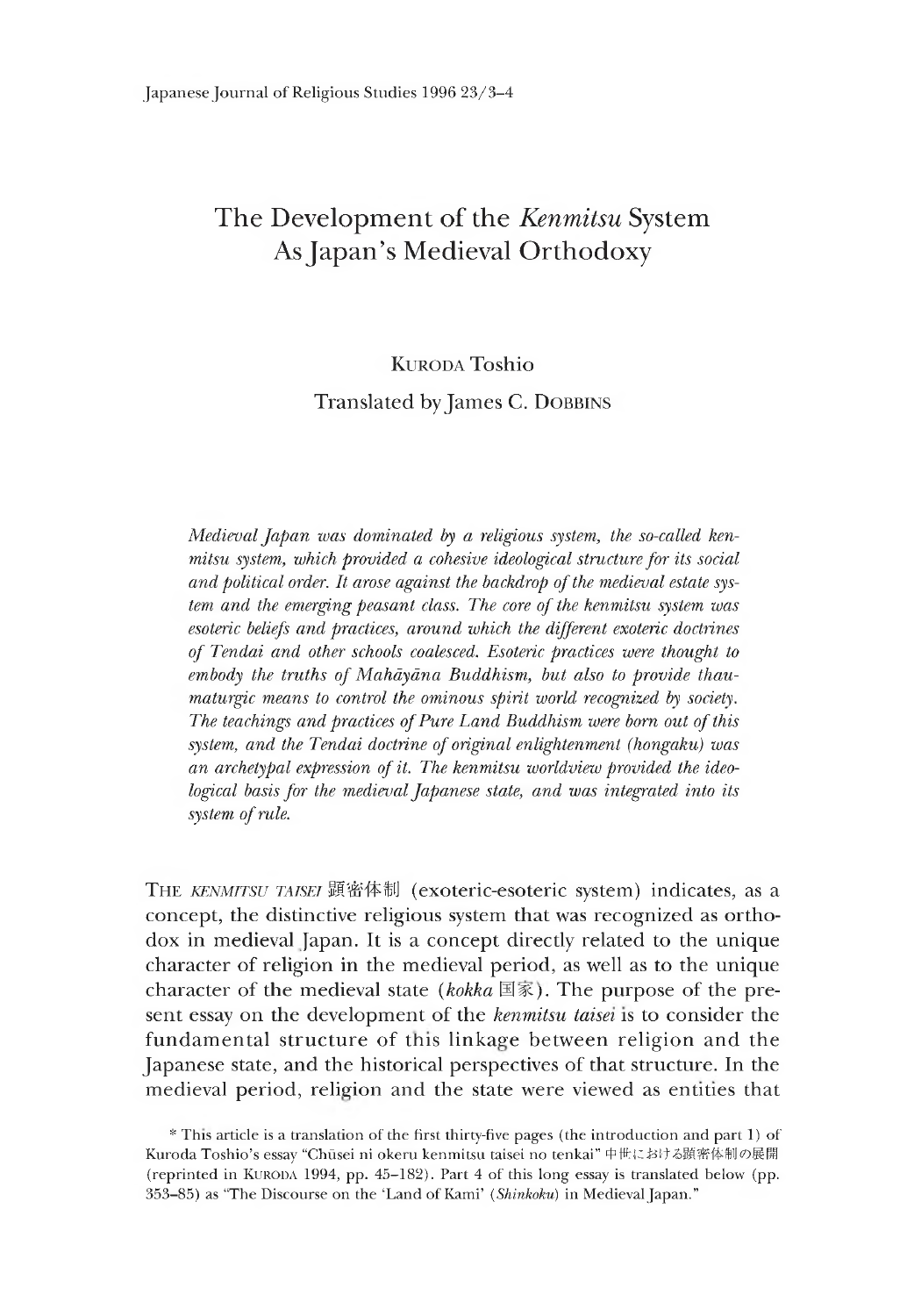# The Development of the *Kenmitsu* System As Japan's Medieval Orthodoxy

Kuroda Toshio

Translated by James C. Dobbins

*Medieval Japan was dominated by a religious system, the so-called kenmitsu system, which provided a cohesive ideological structure for its social and political order. It arose against the backdrop of the medieval estate system and the emerging peasant class. The core of the kenmitsu system was esoteric beliefs and practices, around which the different exoteric doctrines of Tendai and other schools coalesced. Esoteric practices were thought to embody the truths of Mahāyāna Buddhism, but also to provide thaumaturgic means to control the ominous spirit world recognized by society. The teachings and practices of Pure Land Buddhism were born out of this system, and the Tendai doctrine of original enlightenment (hongaku) was an archetypal expression of it. The kenmitsu worldview provided the ideological basis for the medieval Japanese state, and was integrated into its system of rule.*

The *kenmitsu taisei* 顕密体制 (exoteric-esoteric system) indicates, as a concept, the distinctive religious system that was recognized as orthodox in medieval Japan. It is a concept directly related to the unique character of religion in the medieval period, as well as to the unique character of the medieval state (*kokka* 国家). The purpose of the present essay on the development of the *kenmitsu taisei* is to consider the fundamental structure of this linkage between religion and the Japanese state, and the historical perspectives of that structure. In the medieval period, religion and the state were viewed as entities that

\* This article is a translation of the first thirty-five pages (the introduction and part 1) of Kuroda Toshio's essay "Chūsei ni okeru kenmitsu taisei no tenkai" 中世における顕密体制の展開 (reprinted in Kuroda 1994, pp. 45–182). Part 4 of this long essay is translated below (pp. 353–85) as "The Discourse on the 'Land of Kami' (*Shinkoku*) in Medieval Japan."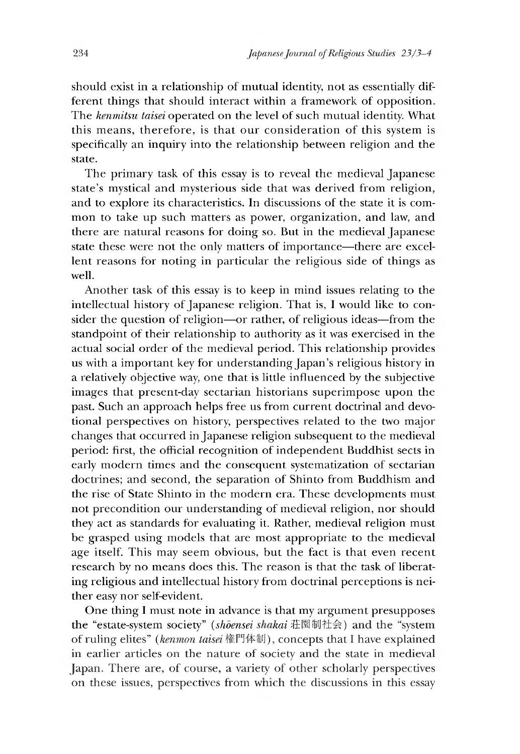should exist in a relationship of mutual identity, not as essentially different things that should interact within a framework of opposition. The *kenmitsu taisei* operated on the level of such mutual identity. What this means, therefore, is that our consideration of this system is specifically an inquiry into the relationship between religion and the state.

The primary task of this essay is to reveal the medieval Japanese state's mystical and mysterious side that was derived from religion, and to explore its characteristics. In discussions of the state it is common to take up such matters as power, organization, and law, and there are natural reasons for doing so. But in the medieval Japanese state these were not the only matters of importance—there are excellent reasons for noting in particular the religious side of things as well.

Another task of this essay is to keep in mind issues relating to the intellectual history of Japanese religion. That is, I would like to consider the question of religion—or rather, of religious ideas—from the standpoint of their relationship to authority as it was exercised in the actual social order of the medieval period. This relationship provides us with a important key for understanding Japan's religious history in a relatively objective way, one that is little influenced by the subjective images that present-day sectarian historians superimpose upon the past. Such an approach helps free us from current doctrinal and devotional perspectives on history, perspectives related to the two major changes that occurred in Japanese religion subsequent to the medieval period: first, the official recognition of independent Buddhist sects in early modern times and the consequent systematization of sectarian doctrines; and second, the separation of Shinto from Buddhism and the rise of State Shinto in the modern era. These developments must not precondition our understanding of medieval religion, nor should they act as standards for evaluating it. Rather, medieval religion must be grasped using models that are most appropriate to the medieval age itself. This may seem obvious, but the fact is that even recent research by no means does this. The reason is that the task of liberating religious and intellectual history from doctrinal perceptions is neither easy nor self-evident.

One thing I must note in advance is that my argument presupposes the "estate-system society" (*shōensei shakai* 荘園制社会) and the "system of ruling elites" (*kenmon taisei* 権門体制), concepts that I have explained in earlier articles on the nature of society and the state in medieval Japan. There are, of course, a variety of other scholarly perspectives on these issues, perspectives from which the discussions in this essay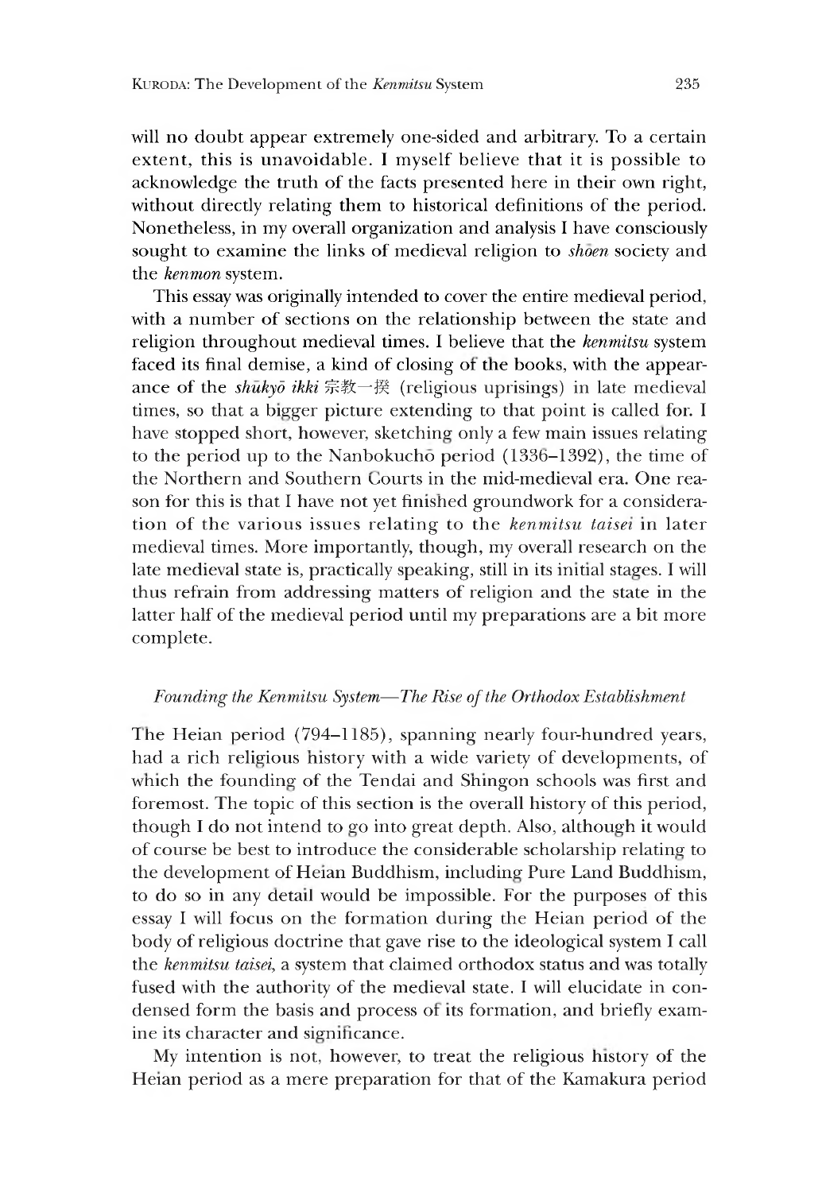will no doubt appear extremely one-sided and arbitrary. To a certain extent, this is unavoidable. I myself believe that it is possible to acknowledge the truth of the facts presented here in their own right, without directly relating them to historical definitions of the period. Nonetheless, in my overall organization and analysis I have consciously sought to examine the links of medieval religion to *shōen* society and the *kenmon* system.

This essay was originally intended to cover the entire medieval period, with a number of sections on the relationship between the state and religion throughout medieval times. I believe that the *kenmitsu* system faced its final demise, a kind of closing of the books, with the appearance of the *shūkyō ikki* 宗教一揆 (religious uprisings) in late medieval times, so that a bigger picture extending to that point is called for. I have stopped short, however, sketching only a few main issues relating to the period up to the Nanbokuchō period (1336–1392), the time of the Northern and Southern Courts in the mid-medieval era. One reason for this is that I have not yet finished groundwork for a consideration of the various issues relating to the *kenmitsu taisei* in later medieval times. More importantly, though, my overall research on the late medieval state is, practically speaking, still in its initial stages. I will thus refrain from addressing matters of religion and the state in the latter half of the medieval period until my preparations are a bit more complete.

### *Founding the Kenmitsu System—The Rise of the Orthodox Establishment*

The Heian period (794–1185), spanning nearly four-hundred years, had a rich religious history with a wide variety of developments, of which the founding of the Tendai and Shingon schools was first and foremost. The topic of this section is the overall history of this period, though I do not intend to go into great depth. Also, although it would of course be best to introduce the considerable scholarship relating to the development of Heian Buddhism, including Pure Land Buddhism, to do so in any detail would be impossible. For the purposes of this essay I will focus on the formation during the Heian period of the body of religious doctrine that gave rise to the ideological system I call the *kenmitsu taisei*, a system that claimed orthodox status and was totally fused with the authority of the medieval state. I will elucidate in condensed form the basis and process of its formation, and briefly examine its character and significance.

My intention is not, however, to treat the religious history of the Heian period as a mere preparation for that of the Kamakura period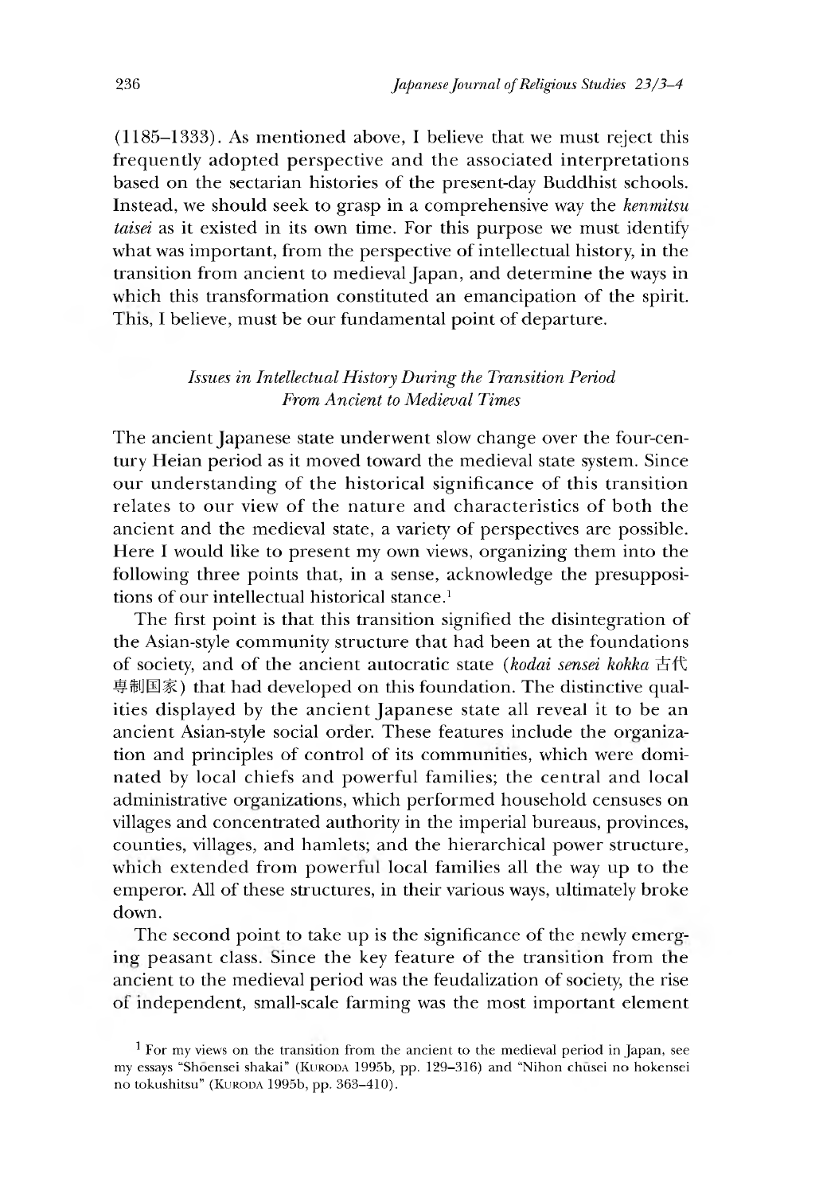(1185–1333). As mentioned above, I believe that we must reject this frequently adopted perspective and the associated interpretations based on the sectarian histories of the present-day Buddhist schools. Instead, we should seek to grasp in a comprehensive way the *kenmitsu taisei* as it existed in its own time. For this purpose we must identify what was important, from the perspective of intellectual history, in the transition from ancient to medieval Japan, and determine the ways in which this transformation constituted an emancipation of the spirit. This, I believe, must be our fundamental point of departure.

### *Issues in Intellectual History During the Transition Period From Ancient to Medieval Times*

The ancient Japanese state underwent slow change over the four-century Heian period as it moved toward the medieval state system. Since our understanding of the historical significance of this transition relates to our view of the nature and characteristics of both the ancient and the medieval state, a variety of perspectives are possible. Here I would like to present my own views, organizing them into the following three points that, in a sense, acknowledge the presuppositions of our intellectual historical stance.[1]

The first point is that this transition signified the disintegration of the Asian-style community structure that had been at the foundations of society, and of the ancient autocratic state (*kodai sensei kokka* 古代専制国家) that had developed on this foundation. The distinctive qualities displayed by the ancient Japanese state all reveal it to be an ancient Asian-style social order. These features include the organization and principles of control of its communities, which were dominated by local chiefs and powerful families; the central and local administrative organizations, which performed household censuses on villages and concentrated authority in the imperial bureaus, provinces, counties, villages, and hamlets; and the hierarchical power structure, which extended from powerful local families all the way up to the emperor. All of these structures, in their various ways, ultimately broke down.

The second point to take up is the significance of the newly emerging peasant class. Since the key feature of the transition from the ancient to the medieval period was the feudalization of society, the rise of independent, small-scale farming was the most important element

[1] For my views on the transition from the ancient to the medieval period in Japan, see my essays "Shōensei shakai" (Kuroda 1995b, pp. 129–316) and "Nihon chūsei no hokensei no tokushitsu" (Kuroda 1995b, pp. 363–410).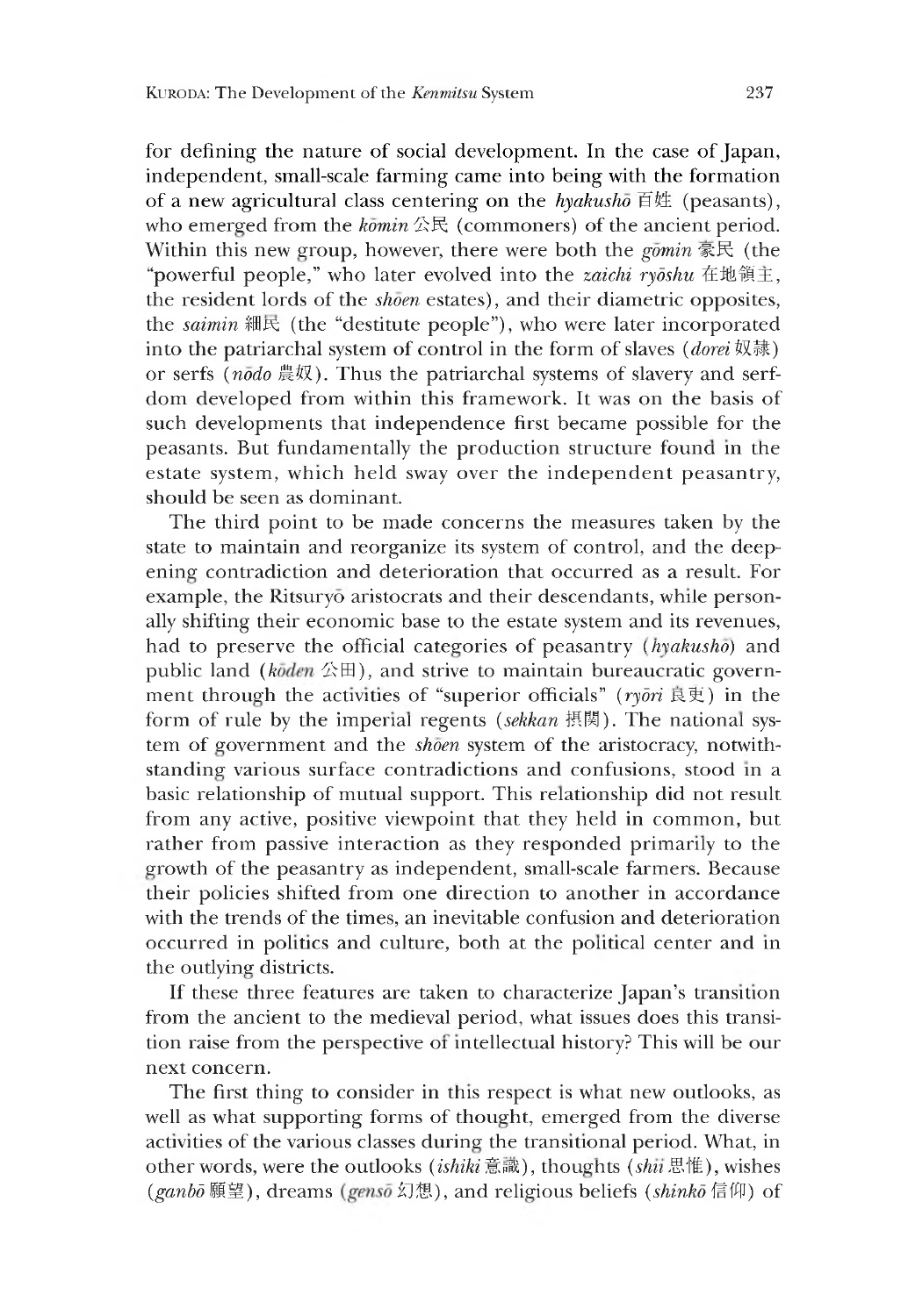for defining the nature of social development. In the case of Japan, independent, small-scale farming came into being with the formation of a new agricultural class centering on the *hyakushō* 百姓 (peasants), who emerged from the *kōmin* 公民 (commoners) of the ancient period. Within this new group, however, there were both the *gōmin* 豪民 (the "powerful people," who later evolved into the *zaichi ryōshu* 在地領主, the resident lords of the *shōen* estates), and their diametric opposites, the *saimin* 細民 (the "destitute people"), who were later incorporated into the patriarchal system of control in the form of slaves (*dorei* 奴隷) or serfs (*nōdo* 農奴). Thus the patriarchal systems of slavery and serfdom developed from within this framework. It was on the basis of such developments that independence first became possible for the peasants. But fundamentally the production structure found in the estate system, which held sway over the independent peasantry, should be seen as dominant.

The third point to be made concerns the measures taken by the state to maintain and reorganize its system of control, and the deepening contradiction and deterioration that occurred as a result. For example, the Ritsuryō aristocrats and their descendants, while personally shifting their economic base to the estate system and its revenues, had to preserve the official categories of peasantry (*hyakushō*) and public land (*kōden* 公田), and strive to maintain bureaucratic government through the activities of "superior officials" (*ryōri* 良吏) in the form of rule by the imperial regents (*sekkan* 摂関). The national system of government and the *shōen* system of the aristocracy, notwithstanding various surface contradictions and confusions, stood in a basic relationship of mutual support. This relationship did not result from any active, positive viewpoint that they held in common, but rather from passive interaction as they responded primarily to the growth of the peasantry as independent, small-scale farmers. Because their policies shifted from one direction to another in accordance with the trends of the times, an inevitable confusion and deterioration occurred in politics and culture, both at the political center and in the outlying districts.

If these three features are taken to characterize Japan's transition from the ancient to the medieval period, what issues does this transition raise from the perspective of intellectual history? This will be our next concern.

The first thing to consider in this respect is what new outlooks, as well as what supporting forms of thought, emerged from the diverse activities of the various classes during the transitional period. What, in other words, were the outlooks (*ishiki* 意識), thoughts (*shii* 思惟), wishes (*ganbō* 願望), dreams (*gensō* 幻想), and religious beliefs (*shinkō* 信仰) of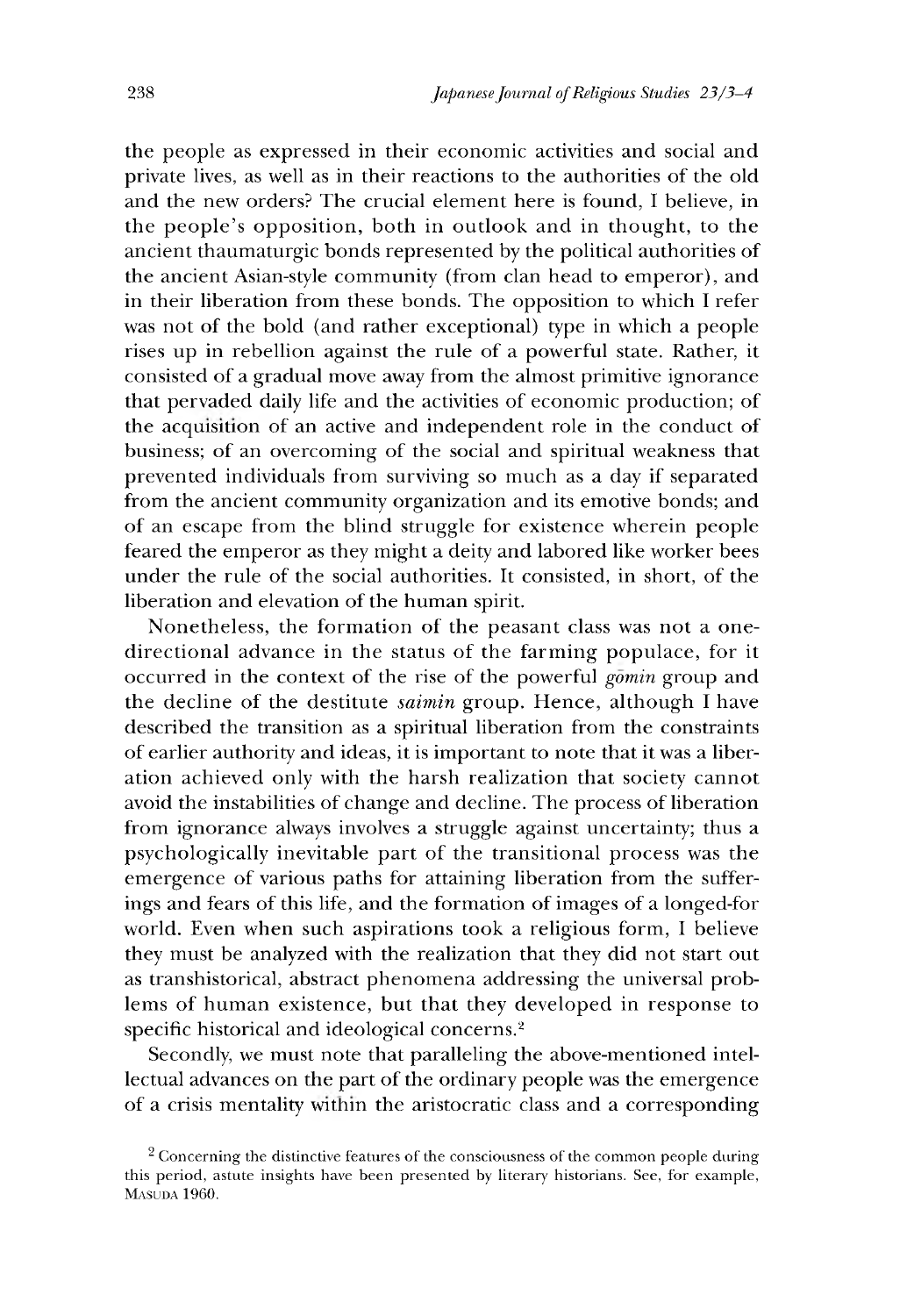the people as expressed in their economic activities and social and private lives, as well as in their reactions to the authorities of the old and the new orders? The crucial element here is found, I believe, in the people's opposition, both in outlook and in thought, to the ancient thaumaturgic bonds represented by the political authorities of the ancient Asian-style community (from clan head to emperor), and in their liberation from these bonds. The opposition to which I refer was not of the bold (and rather exceptional) type in which a people rises up in rebellion against the rule of a powerful state. Rather, it consisted of a gradual move away from the almost primitive ignorance that pervaded daily life and the activities of economic production; of the acquisition of an active and independent role in the conduct of business; of an overcoming of the social and spiritual weakness that prevented individuals from surviving so much as a day if separated from the ancient community organization and its emotive bonds; and of an escape from the blind struggle for existence wherein people feared the emperor as they might a deity and labored like worker bees under the rule of the social authorities. It consisted, in short, of the liberation and elevation of the human spirit.

Nonetheless, the formation of the peasant class was not a one-directional advance in the status of the farming populace, for it occurred in the context of the rise of the powerful *gōmin* group and the decline of the destitute *saimin* group. Hence, although I have described the transition as a spiritual liberation from the constraints of earlier authority and ideas, it is important to note that it was a liberation achieved only with the harsh realization that society cannot avoid the instabilities of change and decline. The process of liberation from ignorance always involves a struggle against uncertainty; thus a psychologically inevitable part of the transitional process was the emergence of various paths for attaining liberation from the sufferings and fears of this life, and the formation of images of a longed-for world. Even when such aspirations took a religious form, I believe they must be analyzed with the realization that they did not start out as transhistorical, abstract phenomena addressing the universal problems of human existence, but that they developed in response to specific historical and ideological concerns.[2]

Secondly, we must note that paralleling the above-mentioned intellectual advances on the part of the ordinary people was the emergence of a crisis mentality within the aristocratic class and a corresponding

[2] Concerning the distinctive features of the consciousness of the common people during this period, astute insights have been presented by literary historians. See, for example, MASUDA 1960.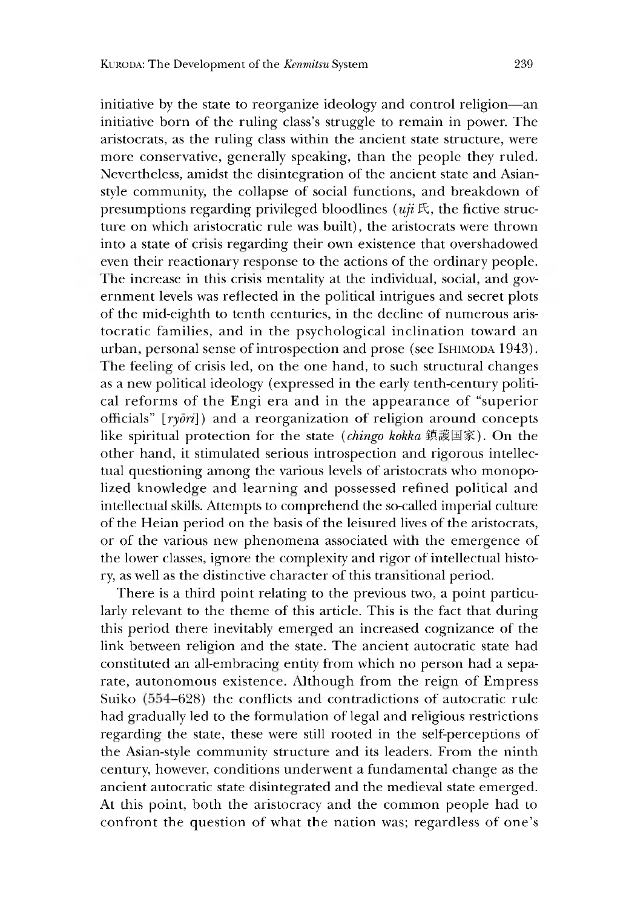initiative by the state to reorganize ideology and control religion—an initiative born of the ruling class's struggle to remain in power. The aristocrats, as the ruling class within the ancient state structure, were more conservative, generally speaking, than the people they ruled. Nevertheless, amidst the disintegration of the ancient state and Asian-style community, the collapse of social functions, and breakdown of presumptions regarding privileged bloodlines (*uji* 氏, the fictive structure on which aristocratic rule was built), the aristocrats were thrown into a state of crisis regarding their own existence that overshadowed even their reactionary response to the actions of the ordinary people. The increase in this crisis mentality at the individual, social, and government levels was reflected in the political intrigues and secret plots of the mid-eighth to tenth centuries, in the decline of numerous aristocratic families, and in the psychological inclination toward an urban, personal sense of introspection and prose (see ISHIMODA 1943). The feeling of crisis led, on the one hand, to such structural changes as a new political ideology (expressed in the early tenth-century political reforms of the Engi era and in the appearance of "superior officials" [*ryōri*]) and a reorganization of religion around concepts like spiritual protection for the state (*chingo kokka* 鎮護国家). On the other hand, it stimulated serious introspection and rigorous intellectual questioning among the various levels of aristocrats who monopolized knowledge and learning and possessed refined political and intellectual skills. Attempts to comprehend the so-called imperial culture of the Heian period on the basis of the leisured lives of the aristocrats, or of the various new phenomena associated with the emergence of the lower classes, ignore the complexity and rigor of intellectual history, as well as the distinctive character of this transitional period.

There is a third point relating to the previous two, a point particularly relevant to the theme of this article. This is the fact that during this period there inevitably emerged an increased cognizance of the link between religion and the state. The ancient autocratic state had constituted an all-embracing entity from which no person had a separate, autonomous existence. Although from the reign of Empress Suiko (554–628) the conflicts and contradictions of autocratic rule had gradually led to the formulation of legal and religious restrictions regarding the state, these were still rooted in the self-perceptions of the Asian-style community structure and its leaders. From the ninth century, however, conditions underwent a fundamental change as the ancient autocratic state disintegrated and the medieval state emerged. At this point, both the aristocracy and the common people had to confront the question of what the nation was; regardless of one's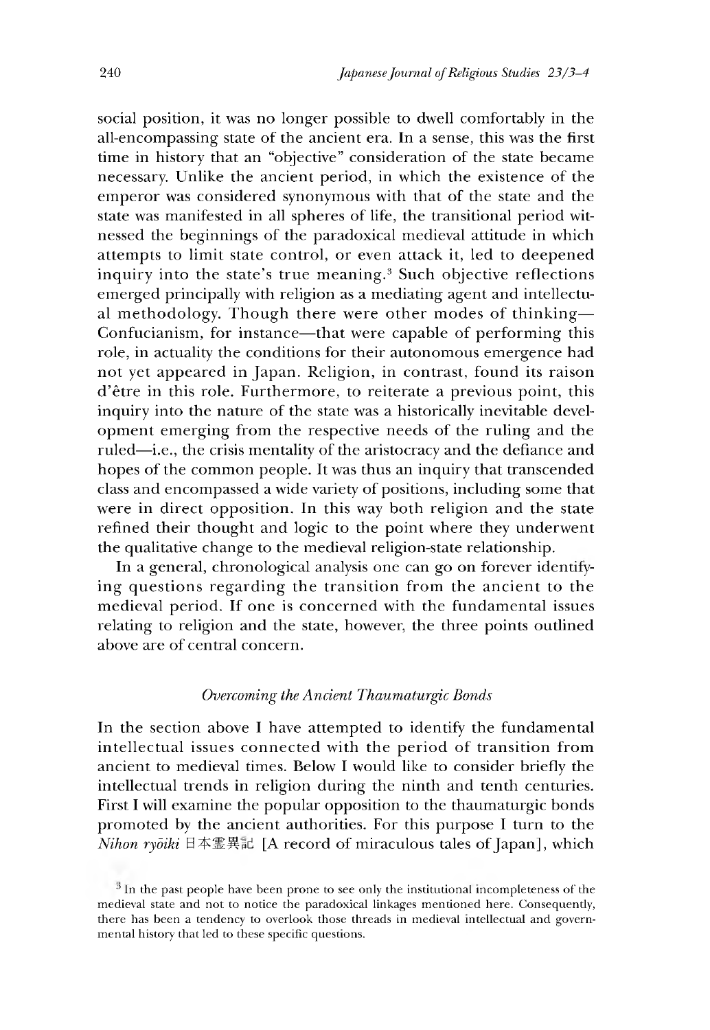social position, it was no longer possible to dwell comfortably in the all-encompassing state of the ancient era. In a sense, this was the first time in history that an "objective" consideration of the state became necessary. Unlike the ancient period, in which the existence of the emperor was considered synonymous with that of the state and the state was manifested in all spheres of life, the transitional period witnessed the beginnings of the paradoxical medieval attitude in which attempts to limit state control, or even attack it, led to deepened inquiry into the state's true meaning.[3] Such objective reflections emerged principally with religion as a mediating agent and intellectual methodology. Though there were other modes of thinking—Confucianism, for instance—that were capable of performing this role, in actuality the conditions for their autonomous emergence had not yet appeared in Japan. Religion, in contrast, found its raison d'être in this role. Furthermore, to reiterate a previous point, this inquiry into the nature of the state was a historically inevitable development emerging from the respective needs of the ruling and the ruled—i.e., the crisis mentality of the aristocracy and the defiance and hopes of the common people. It was thus an inquiry that transcended class and encompassed a wide variety of positions, including some that were in direct opposition. In this way both religion and the state refined their thought and logic to the point where they underwent the qualitative change to the medieval religion-state relationship.

In a general, chronological analysis one can go on forever identifying questions regarding the transition from the ancient to the medieval period. If one is concerned with the fundamental issues relating to religion and the state, however, the three points outlined above are of central concern.

### *Overcoming the Ancient Thaumaturgic Bonds*

In the section above I have attempted to identify the fundamental intellectual issues connected with the period of transition from ancient to medieval times. Below I would like to consider briefly the intellectual trends in religion during the ninth and tenth centuries. First I will examine the popular opposition to the thaumaturgic bonds promoted by the ancient authorities. For this purpose I turn to the *Nihon ryōiki* 日本霊異記 [A record of miraculous tales of Japan], which

[3] In the past people have been prone to see only the institutional incompleteness of the medieval state and not to notice the paradoxical linkages mentioned here. Consequently, there has been a tendency to overlook those threads in medieval intellectual and governmental history that led to these specific questions.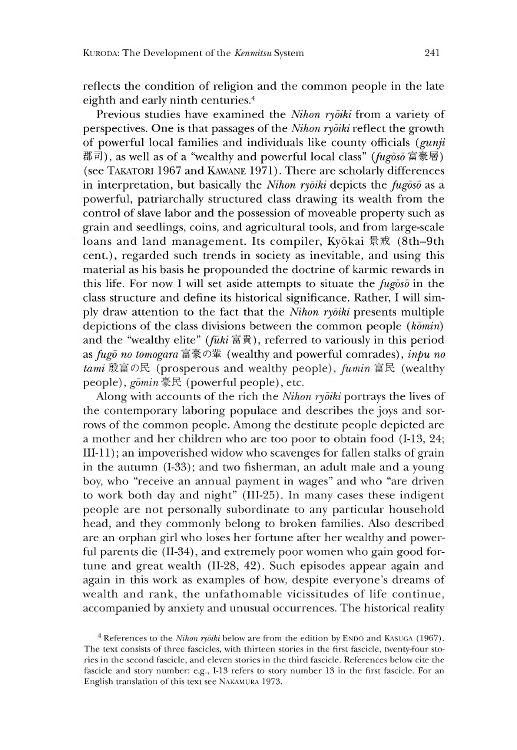reflects the condition of religion and the common people in the late eighth and early ninth centuries.[4]

Previous studies have examined the *Nihon ryōiki* from a variety of perspectives. One is that passages of the *Nihon ryōiki* reflect the growth of powerful local families and individuals like county officials (*gunji* 郡司), as well as of a "wealthy and powerful local class" (*fugōsō* 富豪層) (see TAKATORI 1967 and KAWANE 1971). There are scholarly differences in interpretation, but basically the *Nihon ryōiki* depicts the *fugōsō* as a powerful, patriarchally structured class drawing its wealth from the control of slave labor and the possession of moveable property such as grain and seedlings, coins, and agricultural tools, and from large-scale loans and land management. Its compiler, Kyōkai 景戒 (8th–9th cent.), regarded such trends in society as inevitable, and using this material as his basis he propounded the doctrine of karmic rewards in this life. For now I will set aside attempts to situate the *fugōsō* in the class structure and define its historical significance. Rather, I will simply draw attention to the fact that the *Nihon ryōiki* presents multiple depictions of the class divisions between the common people (*kōmin*) and the "wealthy elite" (*fūki* 富貴), referred to variously in this period as *fugō no tomogara* 富豪の輩 (wealthy and powerful comrades), *inpu no tami* 殷富の民 (prosperous and wealthy people), *fumin* 富民 (wealthy people), *gōmin* 豪民 (powerful people), etc.

Along with accounts of the rich the *Nihon ryōiki* portrays the lives of the contemporary laboring populace and describes the joys and sorrows of the common people. Among the destitute people depicted are a mother and her children who are too poor to obtain food (I-13, 24; III-11); an impoverished widow who scavenges for fallen stalks of grain in the autumn (I-33); and two fisherman, an adult male and a young boy, who "receive an annual payment in wages" and who "are driven to work both day and night" (III-25). In many cases these indigent people are not personally subordinate to any particular household head, and they commonly belong to broken families. Also described are an orphan girl who loses her fortune after her wealthy and powerful parents die (II-34), and extremely poor women who gain good fortune and great wealth (II-28, 42). Such episodes appear again and again in this work as examples of how, despite everyone's dreams of wealth and rank, the unfathomable vicissitudes of life continue, accompanied by anxiety and unusual occurrences. The historical reality

[4] References to the *Nihon ryōiki* below are from the edition by ENDŌ and KASUGA (1967). The text consists of three fascicles, with thirteen stories in the first fascicle, twenty-four stories in the second fascicle, and eleven stories in the third fascicle. References below cite the fascicle and story number: e.g., I-13 refers to story number 13 in the first fascicle. For an English translation of this text see NAKAMURA 1973.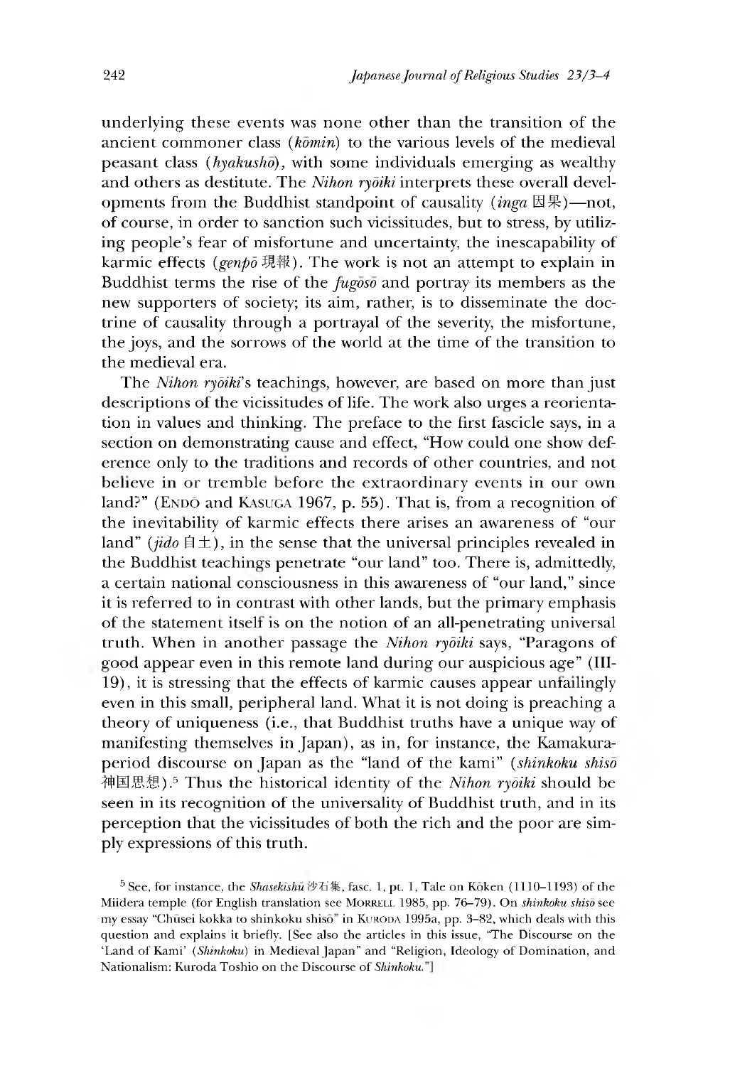underlying these events was none other than the transition of the ancient commoner class (*kōmin*) to the various levels of the medieval peasant class (*hyakushō*), with some individuals emerging as wealthy and others as destitute. The *Nihon ryōiki* interprets these overall developments from the Buddhist standpoint of causality (*inga* 因果)—not, of course, in order to sanction such vicissitudes, but to stress, by utilizing people's fear of misfortune and uncertainty, the inescapability of karmic effects (*genpō* 現報). The work is not an attempt to explain in Buddhist terms the rise of the *fugōsō* and portray its members as the new supporters of society; its aim, rather, is to disseminate the doctrine of causality through a portrayal of the severity, the misfortune, the joys, and the sorrows of the world at the time of the transition to the medieval era.

The *Nihon ryōiki*'s teachings, however, are based on more than just descriptions of the vicissitudes of life. The work also urges a reorientation in values and thinking. The preface to the first fascicle says, in a section on demonstrating cause and effect, "How could one show deference only to the traditions and records of other countries, and not believe in or tremble before the extraordinary events in our own land?" (ENDŌ and KASUGA 1967, p. 55). That is, from a recognition of the inevitability of karmic effects there arises an awareness of "our land" (*jido* 自土), in the sense that the universal principles revealed in the Buddhist teachings penetrate "our land" too. There is, admittedly, a certain national consciousness in this awareness of "our land," since it is referred to in contrast with other lands, but the primary emphasis of the statement itself is on the notion of an all-penetrating universal truth. When in another passage the *Nihon ryōiki* says, "Paragons of good appear even in this remote land during our auspicious age" (III-19), it is stressing that the effects of karmic causes appear unfailingly even in this small, peripheral land. What it is not doing is preaching a theory of uniqueness (i.e., that Buddhist truths have a unique way of manifesting themselves in Japan), as in, for instance, the Kamakura-period discourse on Japan as the "land of the kami" (*shinkoku shisō* 神国思想).[5] Thus the historical identity of the *Nihon ryōiki* should be seen in its recognition of the universality of Buddhist truth, and in its perception that the vicissitudes of both the rich and the poor are simply expressions of this truth.

[5] See, for instance, the *Shasekishū* 沙石集, fasc. 1, pt. 1, Tale on Kōken (1110–1193) of the Miidera temple (for English translation see MORRELL 1985, pp. 76–79). On *shinkoku shisō* see my essay "Chūsei kokka to shinkoku shisō" in KURODA 1995a, pp. 3–82, which deals with this question and explains it briefly. [See also the articles in this issue, "The Discourse on the 'Land of Kami' (*Shinkoku*) in Medieval Japan" and "Religion, Ideology of Domination, and Nationalism: Kuroda Toshio on the Discourse of *Shinkoku*."]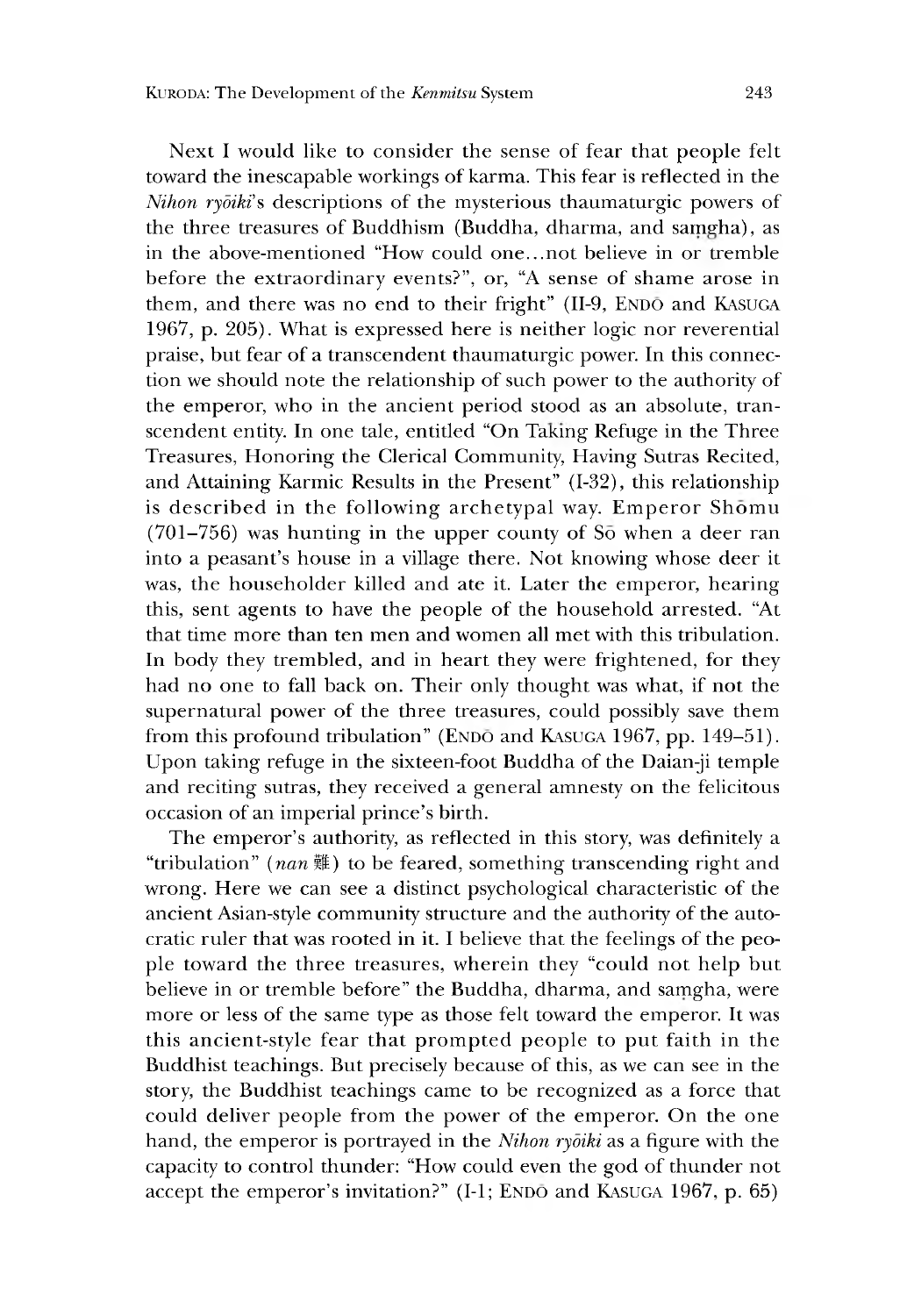Next I would like to consider the sense of fear that people felt toward the inescapable workings of karma. This fear is reflected in the *Nihon ryōiki*'s descriptions of the mysterious thaumaturgic powers of the three treasures of Buddhism (Buddha, dharma, and saṃgha), as in the above-mentioned "How could one...not believe in or tremble before the extraordinary events?", or, "A sense of shame arose in them, and there was no end to their fright" (II-9, ENDŌ and KASUGA 1967, p. 205). What is expressed here is neither logic nor reverential praise, but fear of a transcendent thaumaturgic power. In this connection we should note the relationship of such power to the authority of the emperor, who in the ancient period stood as an absolute, transcendent entity. In one tale, entitled "On Taking Refuge in the Three Treasures, Honoring the Clerical Community, Having Sutras Recited, and Attaining Karmic Results in the Present" (I-32), this relationship is described in the following archetypal way. Emperor Shōmu (701–756) was hunting in the upper county of Sō when a deer ran into a peasant's house in a village there. Not knowing whose deer it was, the householder killed and ate it. Later the emperor, hearing this, sent agents to have the people of the household arrested. "At that time more than ten men and women all met with this tribulation. In body they trembled, and in heart they were frightened, for they had no one to fall back on. Their only thought was what, if not the supernatural power of the three treasures, could possibly save them from this profound tribulation" (ENDŌ and KASUGA 1967, pp. 149–51). Upon taking refuge in the sixteen-foot Buddha of the Daian-ji temple and reciting sutras, they received a general amnesty on the felicitous occasion of an imperial prince's birth.

The emperor's authority, as reflected in this story, was definitely a "tribulation" (*nan* 難) to be feared, something transcending right and wrong. Here we can see a distinct psychological characteristic of the ancient Asian-style community structure and the authority of the autocratic ruler that was rooted in it. I believe that the feelings of the people toward the three treasures, wherein they "could not help but believe in or tremble before" the Buddha, dharma, and saṃgha, were more or less of the same type as those felt toward the emperor. It was this ancient-style fear that prompted people to put faith in the Buddhist teachings. But precisely because of this, as we can see in the story, the Buddhist teachings came to be recognized as a force that could deliver people from the power of the emperor. On the one hand, the emperor is portrayed in the *Nihon ryōiki* as a figure with the capacity to control thunder: "How could even the god of thunder not accept the emperor's invitation?" (I-1; ENDŌ and KASUGA 1967, p. 65)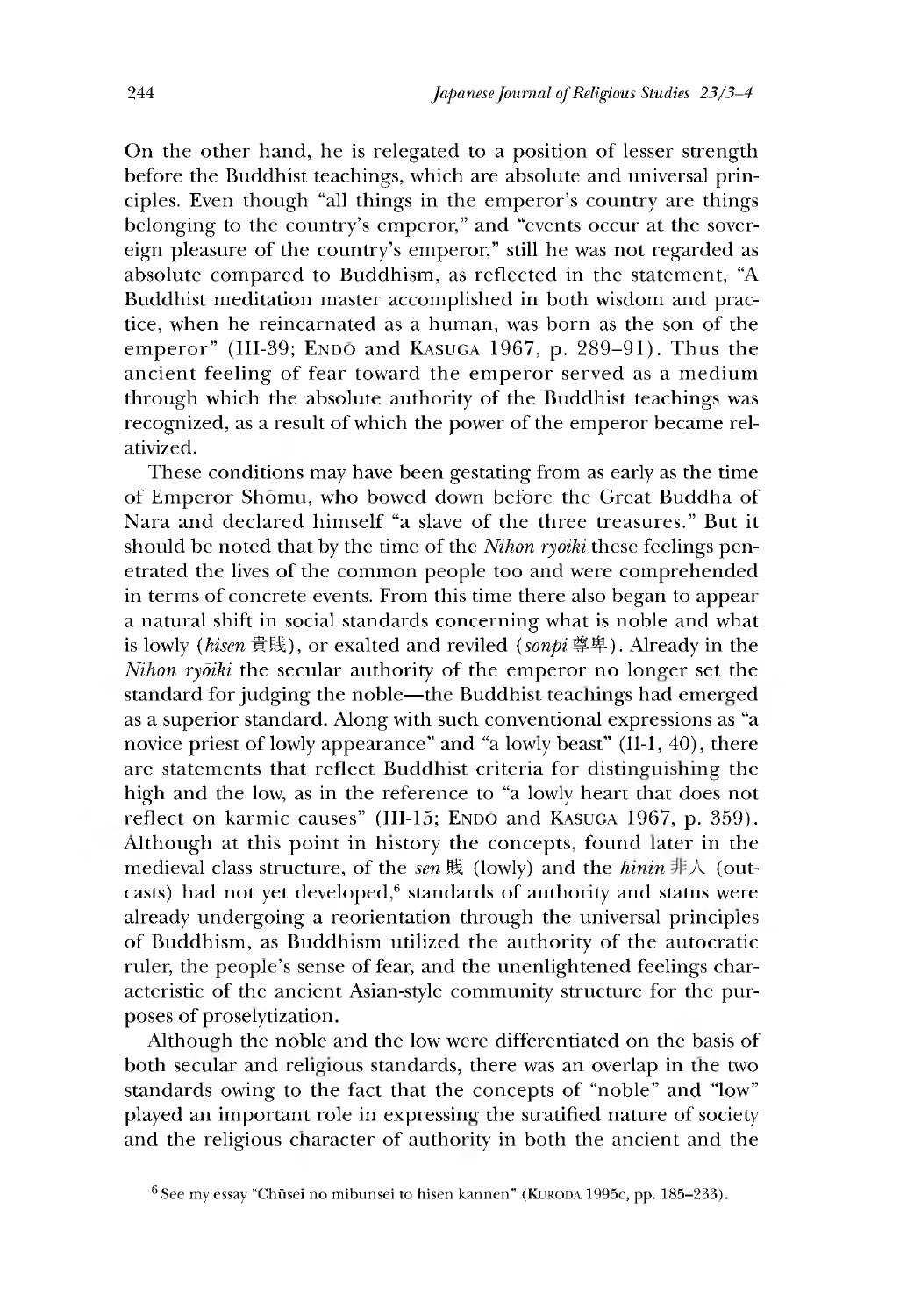On the other hand, he is relegated to a position of lesser strength before the Buddhist teachings, which are absolute and universal principles. Even though "all things in the emperor's country are things belonging to the country's emperor," and "events occur at the sovereign pleasure of the country's emperor," still he was not regarded as absolute compared to Buddhism, as reflected in the statement, "A Buddhist meditation master accomplished in both wisdom and practice, when he reincarnated as a human, was born as the son of the emperor" (III-39; ENDŌ and KASUGA 1967, p. 289–91). Thus the ancient feeling of fear toward the emperor served as a medium through which the absolute authority of the Buddhist teachings was recognized, as a result of which the power of the emperor became relativized.

These conditions may have been gestating from as early as the time of Emperor Shōmu, who bowed down before the Great Buddha of Nara and declared himself "a slave of the three treasures." But it should be noted that by the time of the *Nihon ryōiki* these feelings penetrated the lives of the common people too and were comprehended in terms of concrete events. From this time there also began to appear a natural shift in social standards concerning what is noble and what is lowly (*kisen* 貴賎), or exalted and reviled (*sonpi* 尊卑). Already in the *Nihon ryōiki* the secular authority of the emperor no longer set the standard for judging the noble—the Buddhist teachings had emerged as a superior standard. Along with such conventional expressions as "a novice priest of lowly appearance" and "a lowly beast" (II-1, 40), there are statements that reflect Buddhist criteria for distinguishing the high and the low, as in the reference to "a lowly heart that does not reflect on karmic causes" (III-15; ENDŌ and KASUGA 1967, p. 359). Although at this point in history the concepts, found later in the medieval class structure, of the *sen* 賎 (lowly) and the *hinin* 非人 (outcasts) had not yet developed,[6] standards of authority and status were already undergoing a reorientation through the universal principles of Buddhism, as Buddhism utilized the authority of the autocratic ruler, the people's sense of fear, and the unenlightened feelings characteristic of the ancient Asian-style community structure for the purposes of proselytization.

Although the noble and the low were differentiated on the basis of both secular and religious standards, there was an overlap in the two standards owing to the fact that the concepts of "noble" and "low" played an important role in expressing the stratified nature of society and the religious character of authority in both the ancient and the

[6] See my essay "Chūsei no mibunsei to hisen kannen" (KURODA 1995c, pp. 185–233).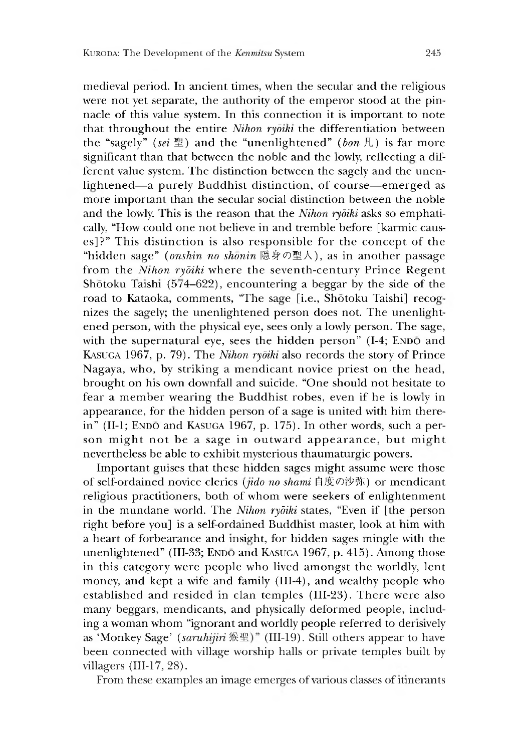medieval period. In ancient times, when the secular and the religious were not yet separate, the authority of the emperor stood at the pinnacle of this value system. In this connection it is important to note that throughout the entire *Nihon ryōiki* the differentiation between the "sagely" (*sei* 聖) and the "unenlightened" (*bon* 凡) is far more significant than that between the noble and the lowly, reflecting a different value system. The distinction between the sagely and the unenlightened—a purely Buddhist distinction, of course—emerged as more important than the secular social distinction between the noble and the lowly. This is the reason that the *Nihon ryōiki* asks so emphatically, "How could one not believe in and tremble before [karmic causes]?" This distinction is also responsible for the concept of the "hidden sage" (*onshin no shōnin* 隠身の聖人), as in another passage from the *Nihon ryōiki* where the seventh-century Prince Regent Shōtoku Taishi (574–622), encountering a beggar by the side of the road to Kataoka, comments, "The sage [i.e., Shōtoku Taishi] recognizes the sagely; the unenlightened person does not. The unenlightened person, with the physical eye, sees only a lowly person. The sage, with the supernatural eye, sees the hidden person" (I-4; Endō and Kasuga 1967, p. 79). The *Nihon ryōiki* also records the story of Prince Nagaya, who, by striking a mendicant novice priest on the head, brought on his own downfall and suicide. "One should not hesitate to fear a member wearing the Buddhist robes, even if he is lowly in appearance, for the hidden person of a sage is united with him therein" (II-1; Endō and Kasuga 1967, p. 175). In other words, such a person might not be a sage in outward appearance, but might nevertheless be able to exhibit mysterious thaumaturgic powers.

Important guises that these hidden sages might assume were those of self-ordained novice clerics (*jido no shami* 自度の沙弥) or mendicant religious practitioners, both of whom were seekers of enlightenment in the mundane world. The *Nihon ryōiki* states, "Even if [the person right before you] is a self-ordained Buddhist master, look at him with a heart of forbearance and insight, for hidden sages mingle with the unenlightened" (III-33; Endō and Kasuga 1967, p. 415). Among those in this category were people who lived amongst the worldly, lent money, and kept a wife and family (III-4), and wealthy people who established and resided in clan temples (III-23). There were also many beggars, mendicants, and physically deformed people, including a woman whom "ignorant and worldly people referred to derisively as 'Monkey Sage' (*saruhijiri* 猴聖)" (III-19). Still others appear to have been connected with village worship halls or private temples built by villagers (III-17, 28).

From these examples an image emerges of various classes of itinerants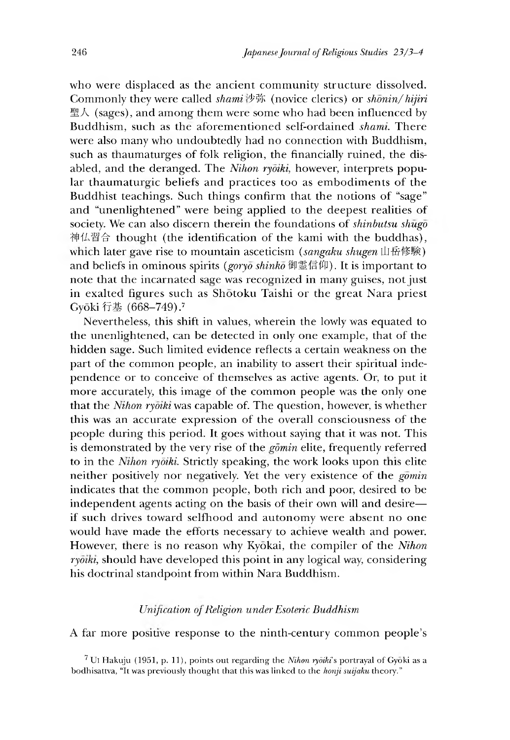who were displaced as the ancient community structure dissolved. Commonly they were called *shami* 沙弥 (novice clerics) or *shōnin/hijiri* 聖人 (sages), and among them were some who had been influenced by Buddhism, such as the aforementioned self-ordained *shami*. There were also many who undoubtedly had no connection with Buddhism, such as thaumaturges of folk religion, the financially ruined, the disabled, and the deranged. The *Nihon ryōiki*, however, interprets popular thaumaturgic beliefs and practices too as embodiments of the Buddhist teachings. Such things confirm that the notions of "sage" and "unenlightened" were being applied to the deepest realities of society. We can also discern therein the foundations of *shinbutsu shūgō* 神仏習合 thought (the identification of the kami with the buddhas), which later gave rise to mountain asceticism (*sangaku shugen* 山岳修験) and beliefs in ominous spirits (*goryō shinkō* 御霊信仰). It is important to note that the incarnated sage was recognized in many guises, not just in exalted figures such as Shōtoku Taishi or the great Nara priest Gyōki 行基 (668–749).[7]

Nevertheless, this shift in values, wherein the lowly was equated to the unenlightened, can be detected in only one example, that of the hidden sage. Such limited evidence reflects a certain weakness on the part of the common people, an inability to assert their spiritual independence or to conceive of themselves as active agents. Or, to put it more accurately, this image of the common people was the only one that the *Nihon ryōiki* was capable of. The question, however, is whether this was an accurate expression of the overall consciousness of the people during this period. It goes without saying that it was not. This is demonstrated by the very rise of the *gōmin* elite, frequently referred to in the *Nihon ryōiki*. Strictly speaking, the work looks upon this elite neither positively nor negatively. Yet the very existence of the *gōmin* indicates that the common people, both rich and poor, desired to be independent agents acting on the basis of their own will and desire—if such drives toward selfhood and autonomy were absent no one would have made the efforts necessary to achieve wealth and power. However, there is no reason why Kyōkai, the compiler of the *Nihon ryōiki*, should have developed this point in any logical way, considering his doctrinal standpoint from within Nara Buddhism.

### *Unification of Religion under Esoteric Buddhism*

A far more positive response to the ninth-century common people's

[7] UI Hakuju (1951, p. 11), points out regarding the *Nihon ryōiki*'s portrayal of Gyōki as a bodhisattva, "It was previously thought that this was linked to the *honji suijaku* theory."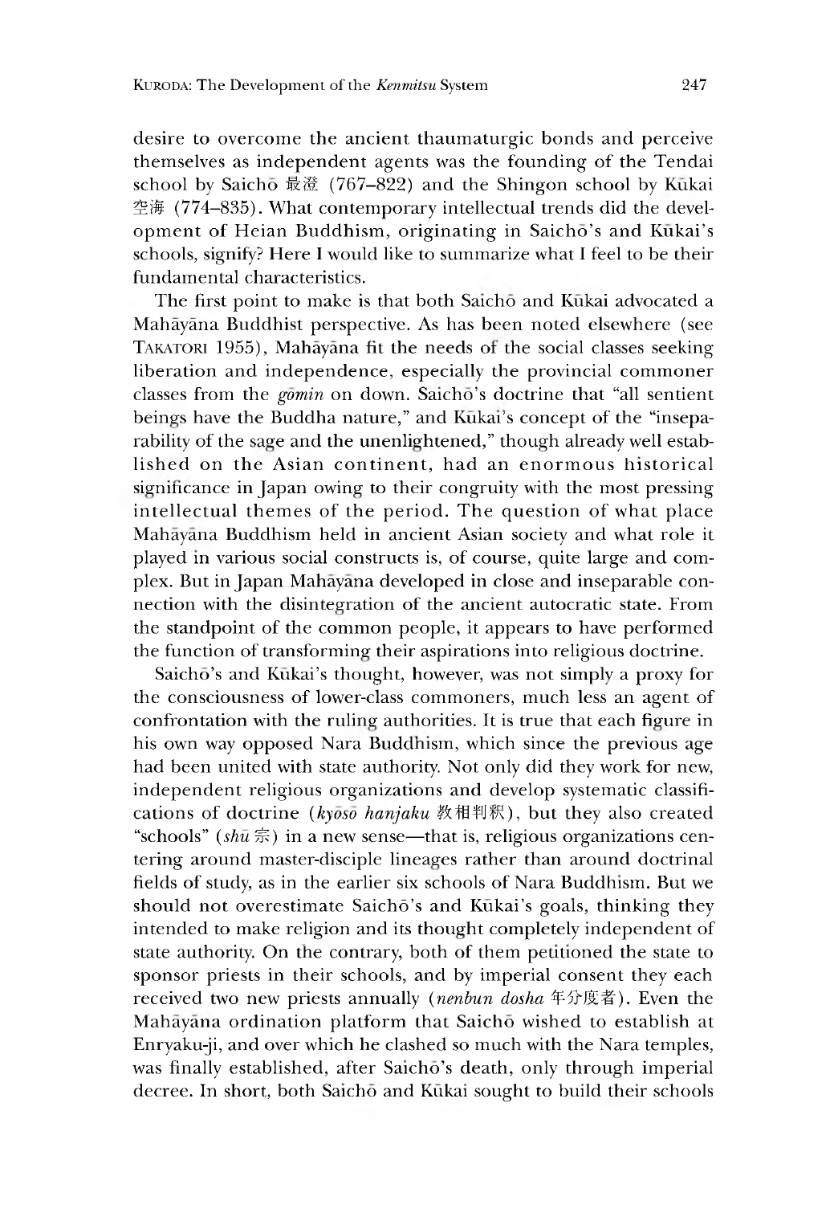desire to overcome the ancient thaumaturgic bonds and perceive themselves as independent agents was the founding of the Tendai school by Saichō 最澄 (767–822) and the Shingon school by Kūkai 空海 (774–835). What contemporary intellectual trends did the development of Heian Buddhism, originating in Saichō's and Kūkai's schools, signify? Here I would like to summarize what I feel to be their fundamental characteristics.

The first point to make is that both Saichō and Kūkai advocated a Mahāyāna Buddhist perspective. As has been noted elsewhere (see Takatori 1955), Mahāyāna fit the needs of the social classes seeking liberation and independence, especially the provincial commoner classes from the *gōmin* on down. Saichō's doctrine that "all sentient beings have the Buddha nature," and Kūkai's concept of the "inseparability of the sage and the unenlightened," though already well established on the Asian continent, had an enormous historical significance in Japan owing to their congruity with the most pressing intellectual themes of the period. The question of what place Mahāyāna Buddhism held in ancient Asian society and what role it played in various social constructs is, of course, quite large and complex. But in Japan Mahāyāna developed in close and inseparable connection with the disintegration of the ancient autocratic state. From the standpoint of the common people, it appears to have performed the function of transforming their aspirations into religious doctrine.

Saichō's and Kūkai's thought, however, was not simply a proxy for the consciousness of lower-class commoners, much less an agent of confrontation with the ruling authorities. It is true that each figure in his own way opposed Nara Buddhism, which since the previous age had been united with state authority. Not only did they work for new, independent religious organizations and develop systematic classifications of doctrine (*kyōsō hanjaku* 教相判釈), but they also created "schools" (*shū* 宗) in a new sense—that is, religious organizations centering around master-disciple lineages rather than around doctrinal fields of study, as in the earlier six schools of Nara Buddhism. But we should not overestimate Saichō's and Kūkai's goals, thinking they intended to make religion and its thought completely independent of state authority. On the contrary, both of them petitioned the state to sponsor priests in their schools, and by imperial consent they each received two new priests annually (*nenbun dosha* 年分度者). Even the Mahāyāna ordination platform that Saichō wished to establish at Enryaku-ji, and over which he clashed so much with the Nara temples, was finally established, after Saichō's death, only through imperial decree. In short, both Saichō and Kūkai sought to build their schools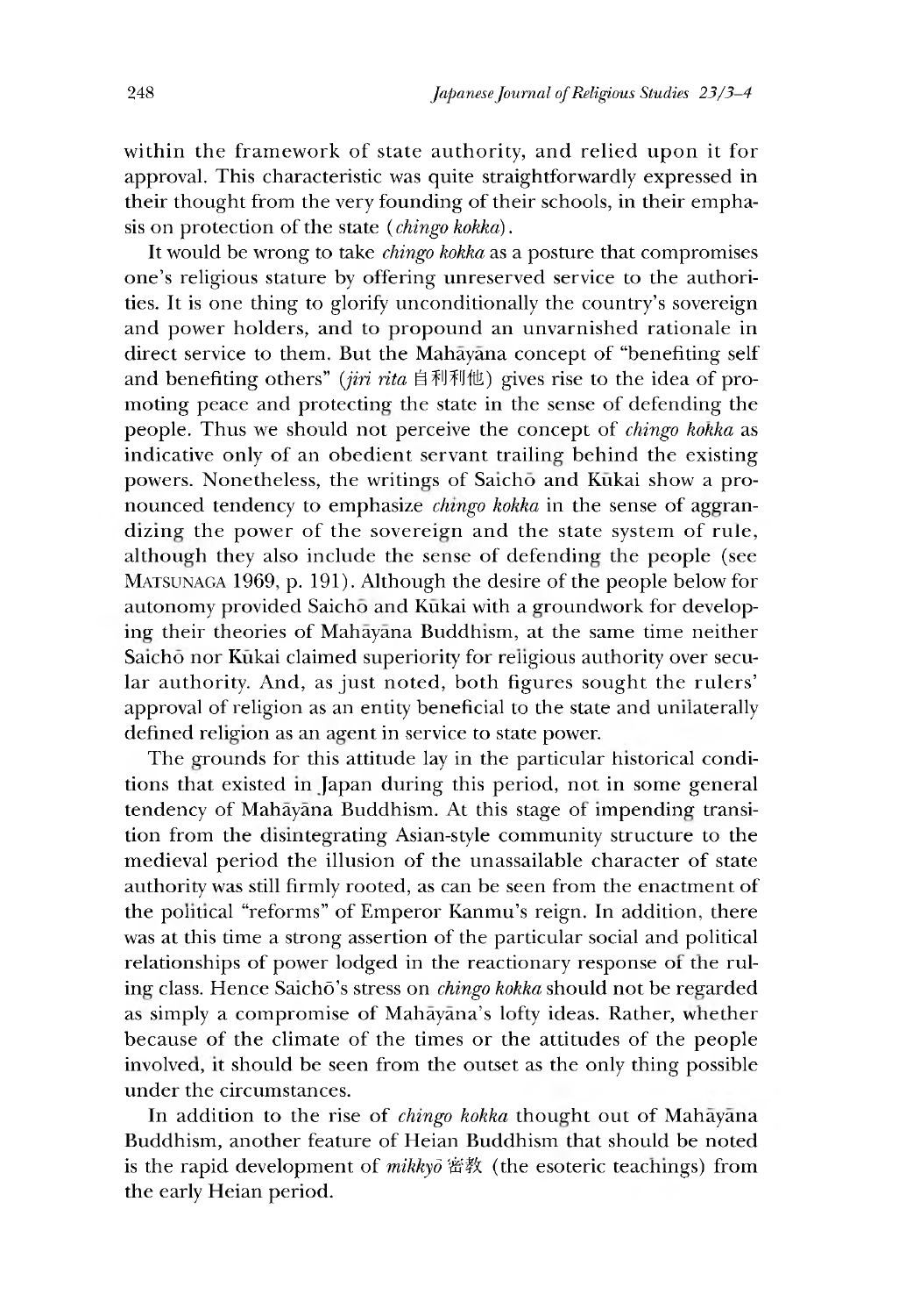within the framework of state authority, and relied upon it for approval. This characteristic was quite straightforwardly expressed in their thought from the very founding of their schools, in their emphasis on protection of the state (*chingo kokka*).

It would be wrong to take *chingo kokka* as a posture that compromises one's religious stature by offering unreserved service to the authorities. It is one thing to glorify unconditionally the country's sovereign and power holders, and to propound an unvarnished rationale in direct service to them. But the Mahāyāna concept of "benefiting self and benefiting others" (*jiri rita* 自利利他) gives rise to the idea of promoting peace and protecting the state in the sense of defending the people. Thus we should not perceive the concept of *chingo kokka* as indicative only of an obedient servant trailing behind the existing powers. Nonetheless, the writings of Saichō and Kūkai show a pronounced tendency to emphasize *chingo kokka* in the sense of aggrandizing the power of the sovereign and the state system of rule, although they also include the sense of defending the people (see MATSUNAGA 1969, p. 191). Although the desire of the people below for autonomy provided Saichō and Kūkai with a groundwork for developing their theories of Mahāyāna Buddhism, at the same time neither Saichō nor Kūkai claimed superiority for religious authority over secular authority. And, as just noted, both figures sought the rulers' approval of religion as an entity beneficial to the state and unilaterally defined religion as an agent in service to state power.

The grounds for this attitude lay in the particular historical conditions that existed in Japan during this period, not in some general tendency of Mahāyāna Buddhism. At this stage of impending transition from the disintegrating Asian-style community structure to the medieval period the illusion of the unassailable character of state authority was still firmly rooted, as can be seen from the enactment of the political "reforms" of Emperor Kanmu's reign. In addition, there was at this time a strong assertion of the particular social and political relationships of power lodged in the reactionary response of the ruling class. Hence Saichō's stress on *chingo kokka* should not be regarded as simply a compromise of Mahāyāna's lofty ideas. Rather, whether because of the climate of the times or the attitudes of the people involved, it should be seen from the outset as the only thing possible under the circumstances.

In addition to the rise of *chingo kokka* thought out of Mahāyāna Buddhism, another feature of Heian Buddhism that should be noted is the rapid development of *mikkyō* 密教 (the esoteric teachings) from the early Heian period.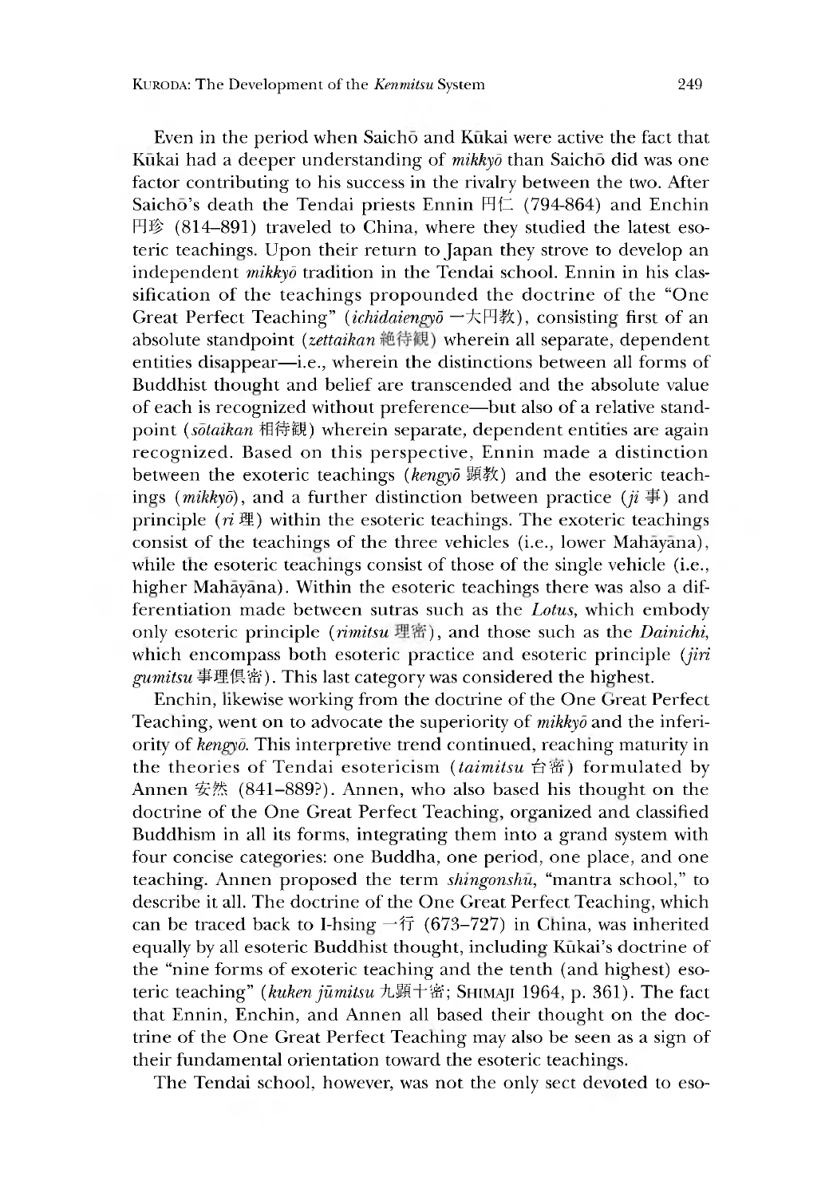Even in the period when Saichō and Kūkai were active the fact that Kūkai had a deeper understanding of *mikkyō* than Saichō did was one factor contributing to his success in the rivalry between the two. After Saichō's death the Tendai priests Ennin 円仁 (794-864) and Enchin 円珍 (814–891) traveled to China, where they studied the latest esoteric teachings. Upon their return to Japan they strove to develop an independent *mikkyō* tradition in the Tendai school. Ennin in his classification of the teachings propounded the doctrine of the "One Great Perfect Teaching" (*ichidaiengyō* 一大円教), consisting first of an absolute standpoint (*zettaikan* 絶待観) wherein all separate, dependent entities disappear—i.e., wherein the distinctions between all forms of Buddhist thought and belief are transcended and the absolute value of each is recognized without preference—but also of a relative standpoint (*sōtaikan* 相待観) wherein separate, dependent entities are again recognized. Based on this perspective, Ennin made a distinction between the exoteric teachings (*kengyō* 顕教) and the esoteric teachings (*mikkyō*), and a further distinction between practice (*ji* 事) and principle (*ri* 理) within the esoteric teachings. The exoteric teachings consist of the teachings of the three vehicles (i.e., lower Mahāyāna), while the esoteric teachings consist of those of the single vehicle (i.e., higher Mahāyāna). Within the esoteric teachings there was also a differentiation made between sutras such as the *Lotus*, which embody only esoteric principle (*rimitsu* 理密), and those such as the *Dainichi*, which encompass both esoteric practice and esoteric principle (*jiri gumitsu* 事理俱密). This last category was considered the highest.

Enchin, likewise working from the doctrine of the One Great Perfect Teaching, went on to advocate the superiority of *mikkyō* and the inferiority of *kengyō*. This interpretive trend continued, reaching maturity in the theories of Tendai esotericism (*taimitsu* 台密) formulated by Annen 安然 (841–889?). Annen, who also based his thought on the doctrine of the One Great Perfect Teaching, organized and classified Buddhism in all its forms, integrating them into a grand system with four concise categories: one Buddha, one period, one place, and one teaching. Annen proposed the term *shingonshū*, "mantra school," to describe it all. The doctrine of the One Great Perfect Teaching, which can be traced back to I-hsing 一行 (673–727) in China, was inherited equally by all esoteric Buddhist thought, including Kūkai's doctrine of the "nine forms of exoteric teaching and the tenth (and highest) esoteric teaching" (*kuken jūmitsu* 九顕十密; SHIMAJI 1964, p. 361). The fact that Ennin, Enchin, and Annen all based their thought on the doctrine of the One Great Perfect Teaching may also be seen as a sign of their fundamental orientation toward the esoteric teachings.

The Tendai school, however, was not the only sect devoted to eso-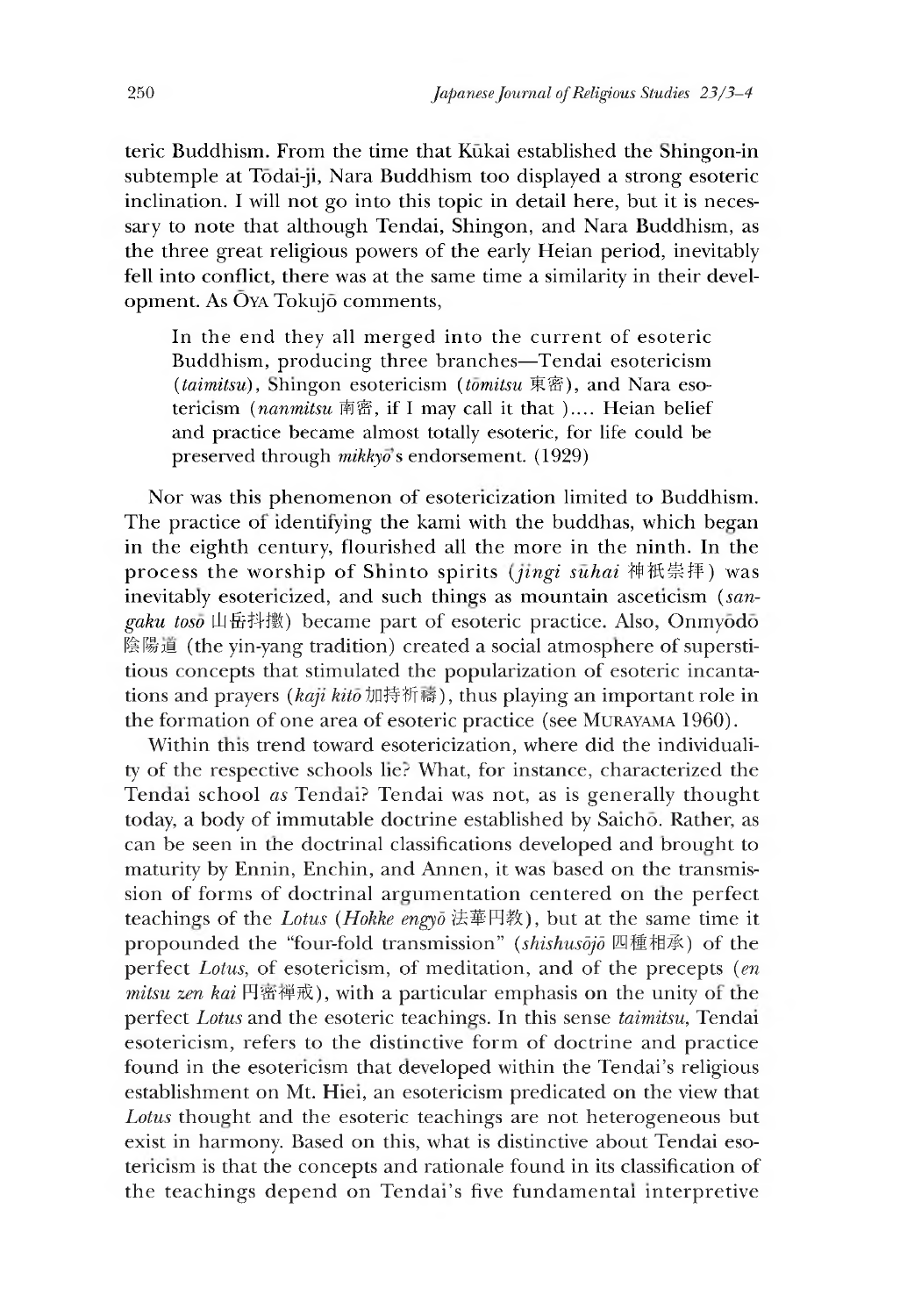teric Buddhism. From the time that Kūkai established the Shingon-in subtemple at Tōdai-ji, Nara Buddhism too displayed a strong esoteric inclination. I will not go into this topic in detail here, but it is necessary to note that although Tendai, Shingon, and Nara Buddhism, as the three great religious powers of the early Heian period, inevitably fell into conflict, there was at the same time a similarity in their development. As Ōya Tokujō comments,

> In the end they all merged into the current of esoteric Buddhism, producing three branches—Tendai esotericism (*taimitsu*), Shingon esotericism (*tōmitsu* 東密), and Nara esotericism (*nanmitsu* 南密, if I may call it that).... Heian belief and practice became almost totally esoteric, for life could be preserved through *mikkyō*'s endorsement. (1929)

Nor was this phenomenon of esotericization limited to Buddhism. The practice of identifying the kami with the buddhas, which began in the eighth century, flourished all the more in the ninth. In the process the worship of Shinto spirits (*jingi sūhai* 神祇崇拝) was inevitably esotericized, and such things as mountain asceticism (*sangaku tosō* 山岳抖擻) became part of esoteric practice. Also, Onmyōdō 陰陽道 (the yin-yang tradition) created a social atmosphere of superstitious concepts that stimulated the popularization of esoteric incantations and prayers (*kaji kitō* 加持祈禱), thus playing an important role in the formation of one area of esoteric practice (see Murayama 1960).

Within this trend toward esotericization, where did the individuality of the respective schools lie? What, for instance, characterized the Tendai school *as* Tendai? Tendai was not, as is generally thought today, a body of immutable doctrine established by Saichō. Rather, as can be seen in the doctrinal classifications developed and brought to maturity by Ennin, Enchin, and Annen, it was based on the transmission of forms of doctrinal argumentation centered on the perfect teachings of the *Lotus* (*Hokke engyō* 法華円教), but at the same time it propounded the "four-fold transmission" (*shishusōjō* 四種相承) of the perfect *Lotus*, of esotericism, of meditation, and of the precepts (*en mitsu zen kai* 円密禅戒), with a particular emphasis on the unity of the perfect *Lotus* and the esoteric teachings. In this sense *taimitsu*, Tendai esotericism, refers to the distinctive form of doctrine and practice found in the esotericism that developed within the Tendai's religious establishment on Mt. Hiei, an esotericism predicated on the view that *Lotus* thought and the esoteric teachings are not heterogeneous but exist in harmony. Based on this, what is distinctive about Tendai esotericism is that the concepts and rationale found in its classification of the teachings depend on Tendai's five fundamental interpretive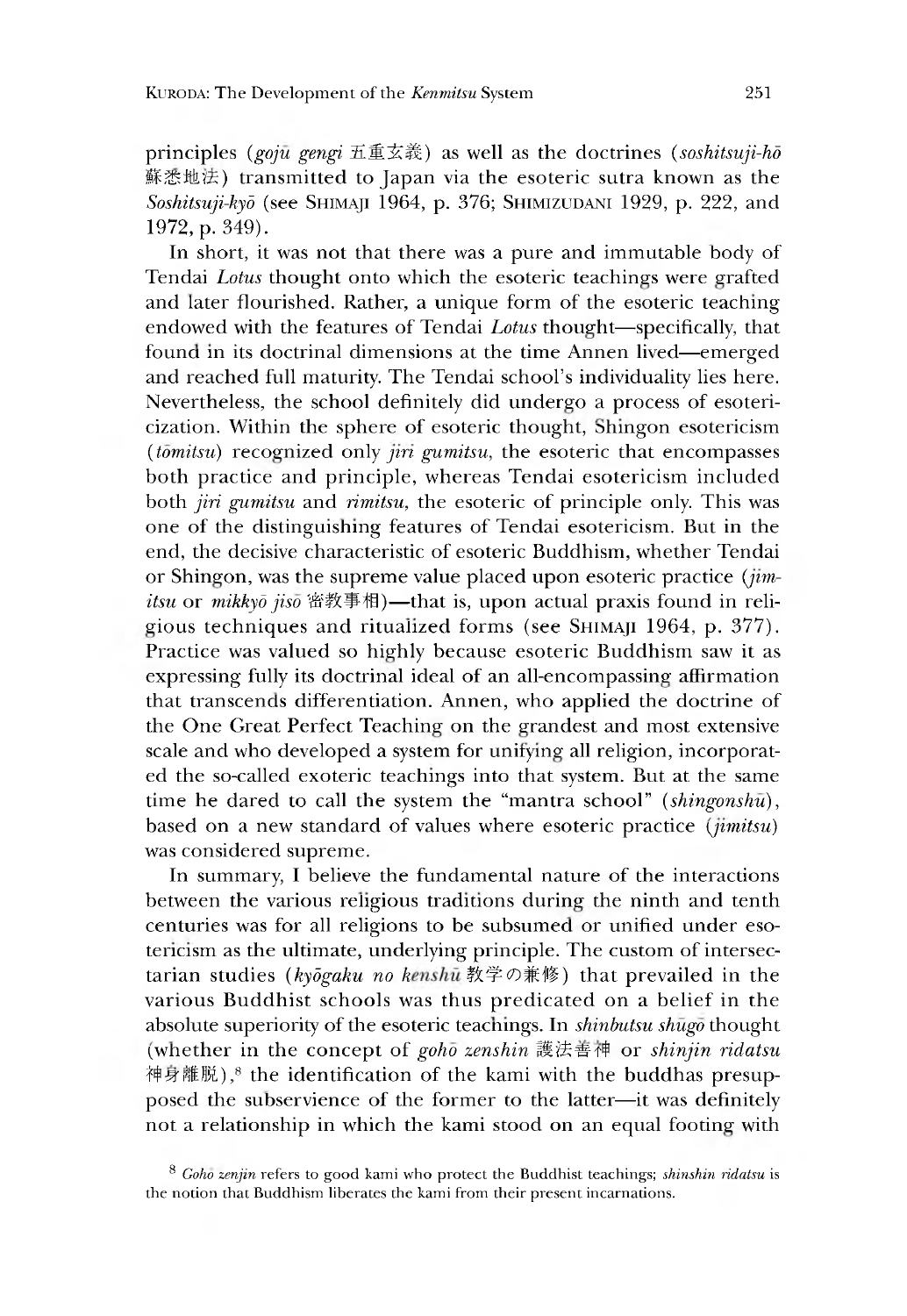principles (*gojū gengi* 五重玄義) as well as the doctrines (*soshitsuji-hō* 蘇悉地法) transmitted to Japan via the esoteric sutra known as the *Soshitsuji-kyō* (see SHIMAJI 1964, p. 376; SHIMIZUDANI 1929, p. 222, and 1972, p. 349).

In short, it was not that there was a pure and immutable body of Tendai *Lotus* thought onto which the esoteric teachings were grafted and later flourished. Rather, a unique form of the esoteric teaching endowed with the features of Tendai *Lotus* thought—specifically, that found in its doctrinal dimensions at the time Annen lived—emerged and reached full maturity. The Tendai school's individuality lies here. Nevertheless, the school definitely did undergo a process of esotericization. Within the sphere of esoteric thought, Shingon esotericism (*tōmitsu*) recognized only *jiri gumitsu*, the esoteric that encompasses both practice and principle, whereas Tendai esotericism included both *jiri gumitsu* and *rimitsu*, the esoteric of principle only. This was one of the distinguishing features of Tendai esotericism. But in the end, the decisive characteristic of esoteric Buddhism, whether Tendai or Shingon, was the supreme value placed upon esoteric practice (*jimitsu* or *mikkyō jisō* 密教事相)—that is, upon actual praxis found in religious techniques and ritualized forms (see SHIMAJI 1964, p. 377). Practice was valued so highly because esoteric Buddhism saw it as expressing fully its doctrinal ideal of an all-encompassing affirmation that transcends differentiation. Annen, who applied the doctrine of the One Great Perfect Teaching on the grandest and most extensive scale and who developed a system for unifying all religion, incorporated the so-called exoteric teachings into that system. But at the same time he dared to call the system the "mantra school" (*shingonshū*), based on a new standard of values where esoteric practice (*jimitsu*) was considered supreme.

In summary, I believe the fundamental nature of the interactions between the various religious traditions during the ninth and tenth centuries was for all religions to be subsumed or unified under esotericism as the ultimate, underlying principle. The custom of intersectarian studies (*kyōgaku no kenshū* 教学の兼修) that prevailed in the various Buddhist schools was thus predicated on a belief in the absolute superiority of the esoteric teachings. In *shinbutsu shūgō* thought (whether in the concept of *gohō zenshin* 護法善神 or *shinjin ridatsu* 神身離脱),[8] the identification of the kami with the buddhas presupposed the subservience of the former to the latter—it was definitely not a relationship in which the kami stood on an equal footing with

[8] *Gohō zenjin* refers to good kami who protect the Buddhist teachings; *shinshin ridatsu* is the notion that Buddhism liberates the kami from their present incarnations.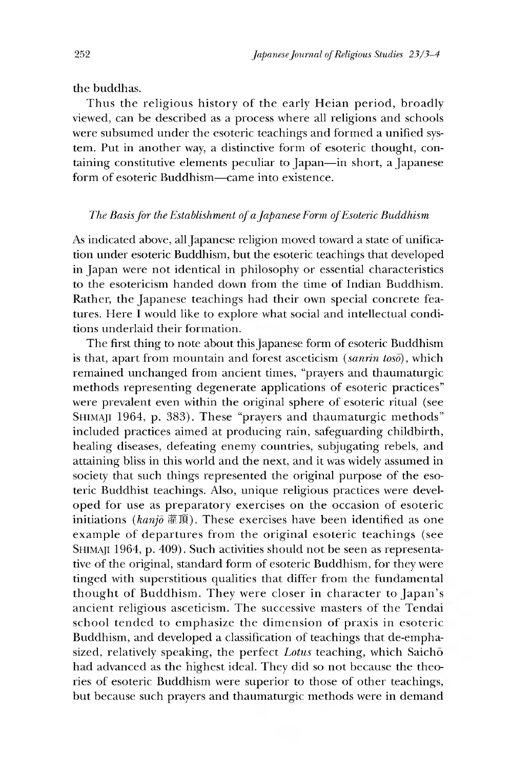the buddhas.

Thus the religious history of the early Heian period, broadly viewed, can be described as a process where all religions and schools were subsumed under the esoteric teachings and formed a unified system. Put in another way, a distinctive form of esoteric thought, containing constitutive elements peculiar to Japan—in short, a Japanese form of esoteric Buddhism—came into existence.

### *The Basis for the Establishment of a Japanese Form of Esoteric Buddhism*

As indicated above, all Japanese religion moved toward a state of unification under esoteric Buddhism, but the esoteric teachings that developed in Japan were not identical in philosophy or essential characteristics to the esotericism handed down from the time of Indian Buddhism. Rather, the Japanese teachings had their own special concrete features. Here I would like to explore what social and intellectual conditions underlaid their formation.

The first thing to note about this Japanese form of esoteric Buddhism is that, apart from mountain and forest asceticism (*sanrin tosō*), which remained unchanged from ancient times, "prayers and thaumaturgic methods representing degenerate applications of esoteric practices" were prevalent even within the original sphere of esoteric ritual (see SHIMAJI 1964, p. 383). These "prayers and thaumaturgic methods" included practices aimed at producing rain, safeguarding childbirth, healing diseases, defeating enemy countries, subjugating rebels, and attaining bliss in this world and the next, and it was widely assumed in society that such things represented the original purpose of the esoteric Buddhist teachings. Also, unique religious practices were developed for use as preparatory exercises on the occasion of esoteric initiations (*kanjō* 灌頂). These exercises have been identified as one example of departures from the original esoteric teachings (see SHIMAJI 1964, p. 409). Such activities should not be seen as representative of the original, standard form of esoteric Buddhism, for they were tinged with superstitious qualities that differ from the fundamental thought of Buddhism. They were closer in character to Japan's ancient religious asceticism. The successive masters of the Tendai school tended to emphasize the dimension of praxis in esoteric Buddhism, and developed a classification of teachings that de-emphasized, relatively speaking, the perfect *Lotus* teaching, which Saichō had advanced as the highest ideal. They did so not because the theories of esoteric Buddhism were superior to those of other teachings, but because such prayers and thaumaturgic methods were in demand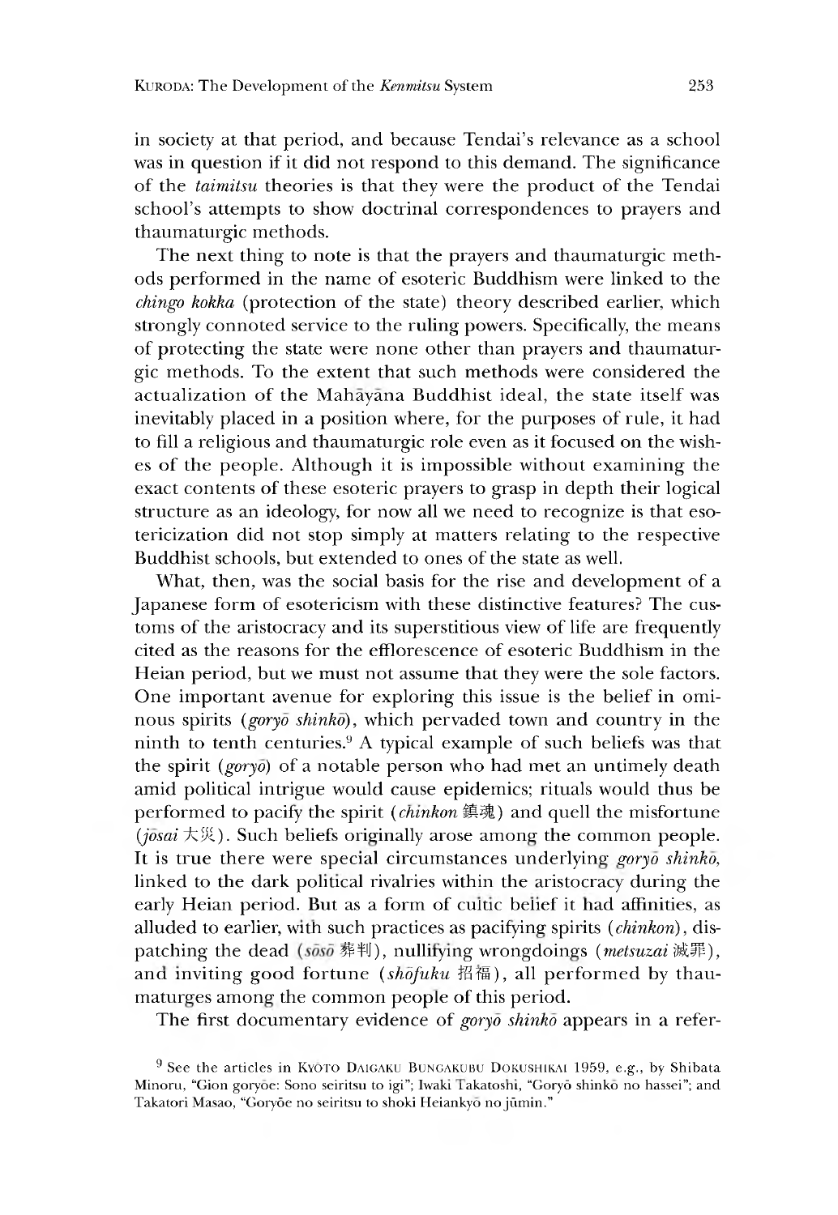in society at that period, and because Tendai's relevance as a school was in question if it did not respond to this demand. The significance of the *taimitsu* theories is that they were the product of the Tendai school's attempts to show doctrinal correspondences to prayers and thaumaturgic methods.

The next thing to note is that the prayers and thaumaturgic methods performed in the name of esoteric Buddhism were linked to the *chingo kokka* (protection of the state) theory described earlier, which strongly connoted service to the ruling powers. Specifically, the means of protecting the state were none other than prayers and thaumaturgic methods. To the extent that such methods were considered the actualization of the Mahāyāna Buddhist ideal, the state itself was inevitably placed in a position where, for the purposes of rule, it had to fill a religious and thaumaturgic role even as it focused on the wishes of the people. Although it is impossible without examining the exact contents of these esoteric prayers to grasp in depth their logical structure as an ideology, for now all we need to recognize is that esotericization did not stop simply at matters relating to the respective Buddhist schools, but extended to ones of the state as well.

What, then, was the social basis for the rise and development of a Japanese form of esotericism with these distinctive features? The customs of the aristocracy and its superstitious view of life are frequently cited as the reasons for the efflorescence of esoteric Buddhism in the Heian period, but we must not assume that they were the sole factors. One important avenue for exploring this issue is the belief in ominous spirits (*goryō shinkō*), which pervaded town and country in the ninth to tenth centuries.[9] A typical example of such beliefs was that the spirit (*goryō*) of a notable person who had met an untimely death amid political intrigue would cause epidemics; rituals would thus be performed to pacify the spirit (*chinkon* 鎮魂) and quell the misfortune (*jōsai* 大災). Such beliefs originally arose among the common people. It is true there were special circumstances underlying *goryō shinkō*, linked to the dark political rivalries within the aristocracy during the early Heian period. But as a form of cultic belief it had affinities, as alluded to earlier, with such practices as pacifying spirits (*chinkon*), dispatching the dead (*sōsō* 葬判), nullifying wrongdoings (*metsuzai* 滅罪), and inviting good fortune (*shōfuku* 招福), all performed by thaumaturges among the common people of this period.

The first documentary evidence of *goryō shinkō* appears in a refer-

[9] See the articles in Kyōto Daigaku Bungakubu Dokushikai 1959, e.g., by Shibata Minoru, "Gion goryōe: Sono seiritsu to igi"; Iwaki Takatoshi, "Goryō shinkō no hassei"; and Takatori Masao, "Goryōe no seiritsu to shoki Heiankyō no jūmin."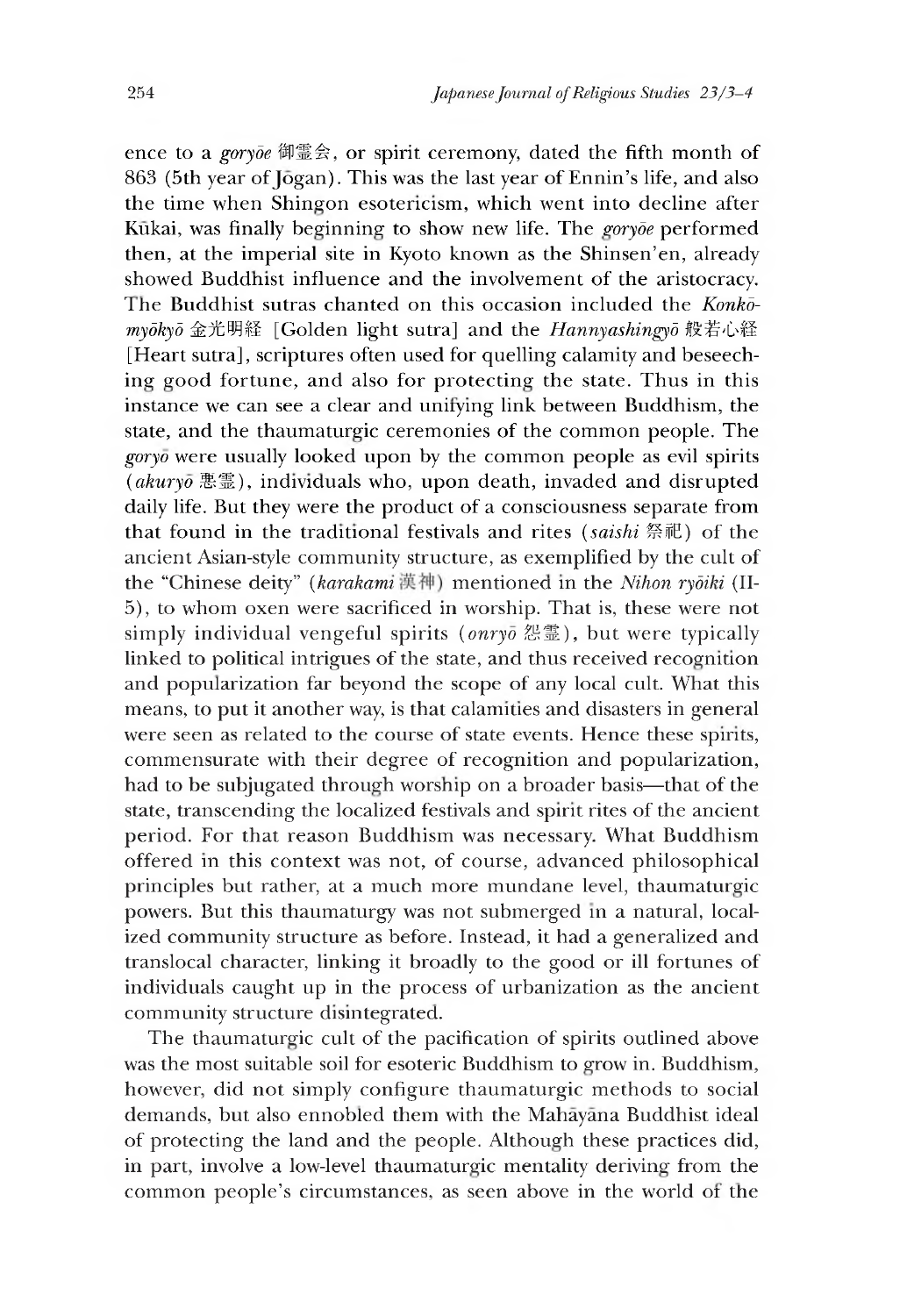ence to a *goryōe* 御霊会, or spirit ceremony, dated the fifth month of 863 (5th year of Jōgan). This was the last year of Ennin's life, and also the time when Shingon esotericism, which went into decline after Kūkai, was finally beginning to show new life. The *goryōe* performed then, at the imperial site in Kyoto known as the Shinsen'en, already showed Buddhist influence and the involvement of the aristocracy. The Buddhist sutras chanted on this occasion included the *Konkōmyōkyō* 金光明経 [Golden light sutra] and the *Hannyashingyō* 般若心経 [Heart sutra], scriptures often used for quelling calamity and beseeching good fortune, and also for protecting the state. Thus in this instance we can see a clear and unifying link between Buddhism, the state, and the thaumaturgic ceremonies of the common people. The *goryō* were usually looked upon by the common people as evil spirits (*akuryō* 悪霊), individuals who, upon death, invaded and disrupted daily life. But they were the product of a consciousness separate from that found in the traditional festivals and rites (*saishi* 祭祀) of the ancient Asian-style community structure, as exemplified by the cult of the "Chinese deity" (*karakami* 漢神) mentioned in the *Nihon ryōiki* (II-5), to whom oxen were sacrificed in worship. That is, these were not simply individual vengeful spirits (*onryō* 怨霊), but were typically linked to political intrigues of the state, and thus received recognition and popularization far beyond the scope of any local cult. What this means, to put it another way, is that calamities and disasters in general were seen as related to the course of state events. Hence these spirits, commensurate with their degree of recognition and popularization, had to be subjugated through worship on a broader basis—that of the state, transcending the localized festivals and spirit rites of the ancient period. For that reason Buddhism was necessary. What Buddhism offered in this context was not, of course, advanced philosophical principles but rather, at a much more mundane level, thaumaturgic powers. But this thaumaturgy was not submerged in a natural, localized community structure as before. Instead, it had a generalized and translocal character, linking it broadly to the good or ill fortunes of individuals caught up in the process of urbanization as the ancient community structure disintegrated.

The thaumaturgic cult of the pacification of spirits outlined above was the most suitable soil for esoteric Buddhism to grow in. Buddhism, however, did not simply configure thaumaturgic methods to social demands, but also ennobled them with the Mahāyāna Buddhist ideal of protecting the land and the people. Although these practices did, in part, involve a low-level thaumaturgic mentality deriving from the common people's circumstances, as seen above in the world of the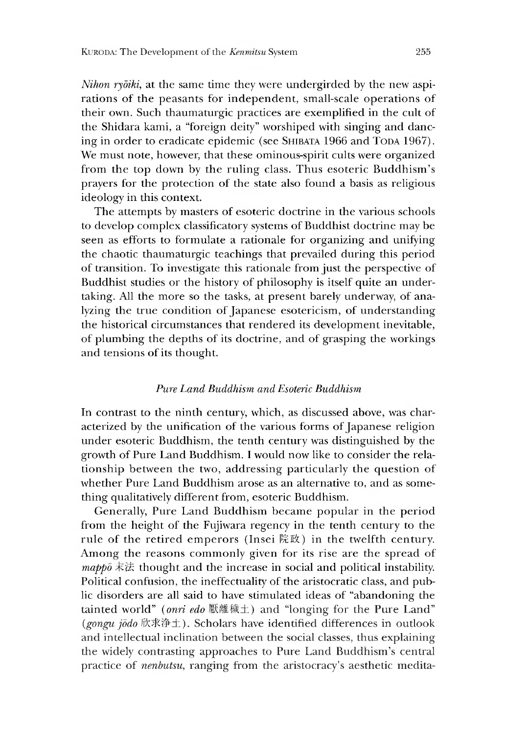*Nihon ryōiki*, at the same time they were undergirded by the new aspirations of the peasants for independent, small-scale operations of their own. Such thaumaturgic practices are exemplified in the cult of the Shidara kami, a "foreign deity" worshiped with singing and dancing in order to eradicate epidemic (see SHIBATA 1966 and TODA 1967). We must note, however, that these ominous-spirit cults were organized from the top down by the ruling class. Thus esoteric Buddhism's prayers for the protection of the state also found a basis as religious ideology in this context.

The attempts by masters of esoteric doctrine in the various schools to develop complex classificatory systems of Buddhist doctrine may be seen as efforts to formulate a rationale for organizing and unifying the chaotic thaumaturgic teachings that prevailed during this period of transition. To investigate this rationale from just the perspective of Buddhist studies or the history of philosophy is itself quite an undertaking. All the more so the tasks, at present barely underway, of analyzing the true condition of Japanese esotericism, of understanding the historical circumstances that rendered its development inevitable, of plumbing the depths of its doctrine, and of grasping the workings and tensions of its thought.

### *Pure Land Buddhism and Esoteric Buddhism*

In contrast to the ninth century, which, as discussed above, was characterized by the unification of the various forms of Japanese religion under esoteric Buddhism, the tenth century was distinguished by the growth of Pure Land Buddhism. I would now like to consider the relationship between the two, addressing particularly the question of whether Pure Land Buddhism arose as an alternative to, and as something qualitatively different from, esoteric Buddhism.

Generally, Pure Land Buddhism became popular in the period from the height of the Fujiwara regency in the tenth century to the rule of the retired emperors (Insei 院政) in the twelfth century. Among the reasons commonly given for its rise are the spread of *mappō* 末法 thought and the increase in social and political instability. Political confusion, the ineffectuality of the aristocratic class, and public disorders are all said to have stimulated ideas of "abandoning the tainted world" (*onri edo* 厭離穢土) and "longing for the Pure Land" (*gongu jōdo* 欣求浄土). Scholars have identified differences in outlook and intellectual inclination between the social classes, thus explaining the widely contrasting approaches to Pure Land Buddhism's central practice of *nenbutsu*, ranging from the aristocracy's aesthetic medita-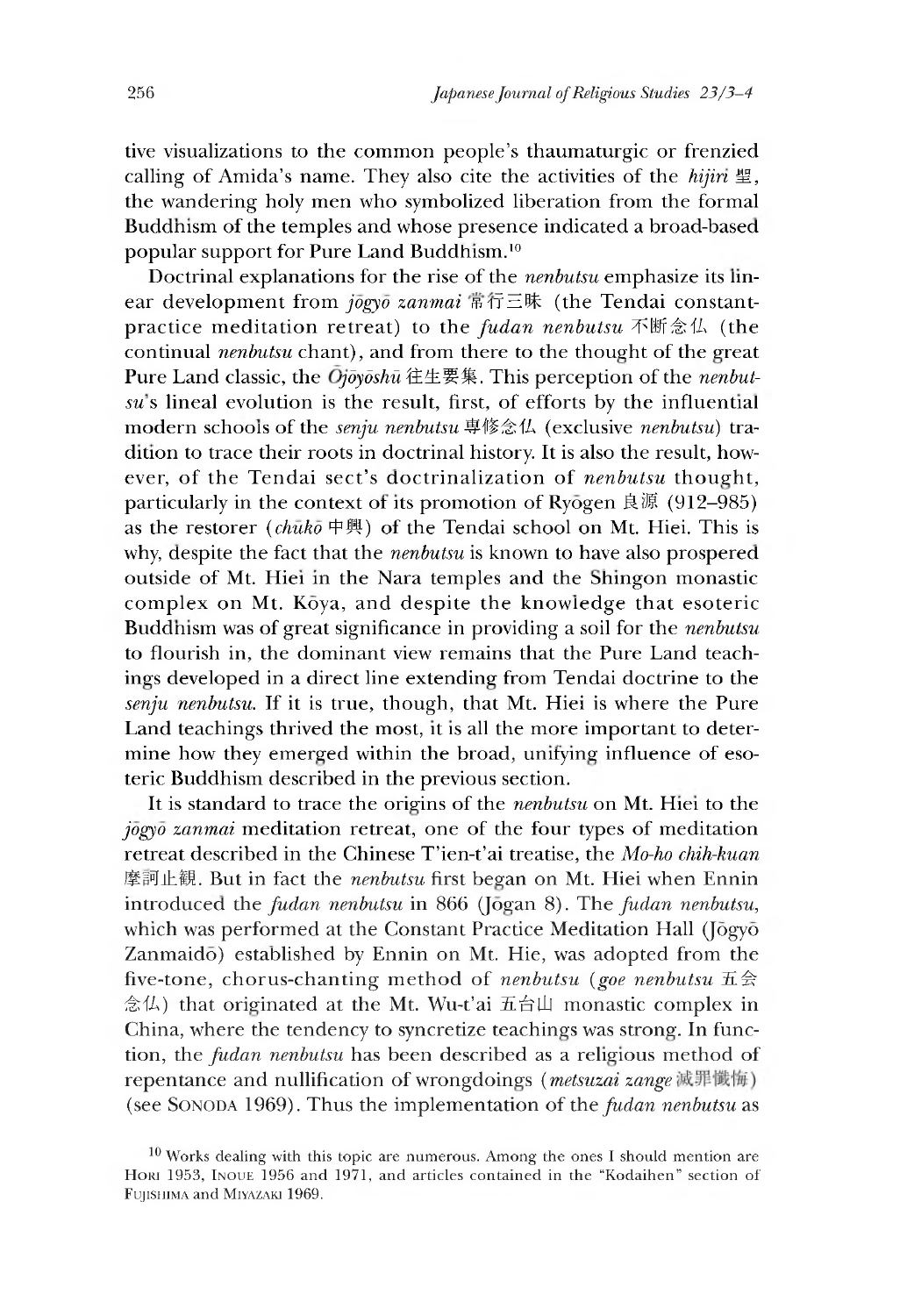tive visualizations to the common people's thaumaturgic or frenzied calling of Amida's name. They also cite the activities of the *hijiri* 聖, the wandering holy men who symbolized liberation from the formal Buddhism of the temples and whose presence indicated a broad-based popular support for Pure Land Buddhism.[10]

Doctrinal explanations for the rise of the *nenbutsu* emphasize its linear development from *jōgyō zanmai* 常行三昧 (the Tendai constant-practice meditation retreat) to the *fudan nenbutsu* 不断念仏 (the continual *nenbutsu* chant), and from there to the thought of the great Pure Land classic, the *Ōjōyōshū* 往生要集. This perception of the *nenbutsu*'s lineal evolution is the result, first, of efforts by the influential modern schools of the *senju nenbutsu* 専修念仏 (exclusive *nenbutsu*) tradition to trace their roots in doctrinal history. It is also the result, however, of the Tendai sect's doctrinalization of *nenbutsu* thought, particularly in the context of its promotion of Ryōgen 良源 (912–985) as the restorer (*chūkō* 中興) of the Tendai school on Mt. Hiei. This is why, despite the fact that the *nenbutsu* is known to have also prospered outside of Mt. Hiei in the Nara temples and the Shingon monastic complex on Mt. Kōya, and despite the knowledge that esoteric Buddhism was of great significance in providing a soil for the *nenbutsu* to flourish in, the dominant view remains that the Pure Land teachings developed in a direct line extending from Tendai doctrine to the *senju nenbutsu*. If it is true, though, that Mt. Hiei is where the Pure Land teachings thrived the most, it is all the more important to determine how they emerged within the broad, unifying influence of esoteric Buddhism described in the previous section.

It is standard to trace the origins of the *nenbutsu* on Mt. Hiei to the *jōgyō zanmai* meditation retreat, one of the four types of meditation retreat described in the Chinese T'ien-t'ai treatise, the *Mo-ho chih-kuan* 摩訶止観. But in fact the *nenbutsu* first began on Mt. Hiei when Ennin introduced the *fudan nenbutsu* in 866 (Jōgan 8). The *fudan nenbutsu*, which was performed at the Constant Practice Meditation Hall (Jōgyō Zanmaidō) established by Ennin on Mt. Hie, was adopted from the five-tone, chorus-chanting method of *nenbutsu* (*goe nenbutsu* 五会念仏) that originated at the Mt. Wu-t'ai 五台山 monastic complex in China, where the tendency to syncretize teachings was strong. In function, the *fudan nenbutsu* has been described as a religious method of repentance and nullification of wrongdoings (*metsuzai zange* 滅罪懺悔) (see Sonoda 1969). Thus the implementation of the *fudan nenbutsu* as

[10] Works dealing with this topic are numerous. Among the ones I should mention are Hori 1953, Inoue 1956 and 1971, and articles contained in the "Kodaihen" section of Fujishima and Miyazaki 1969.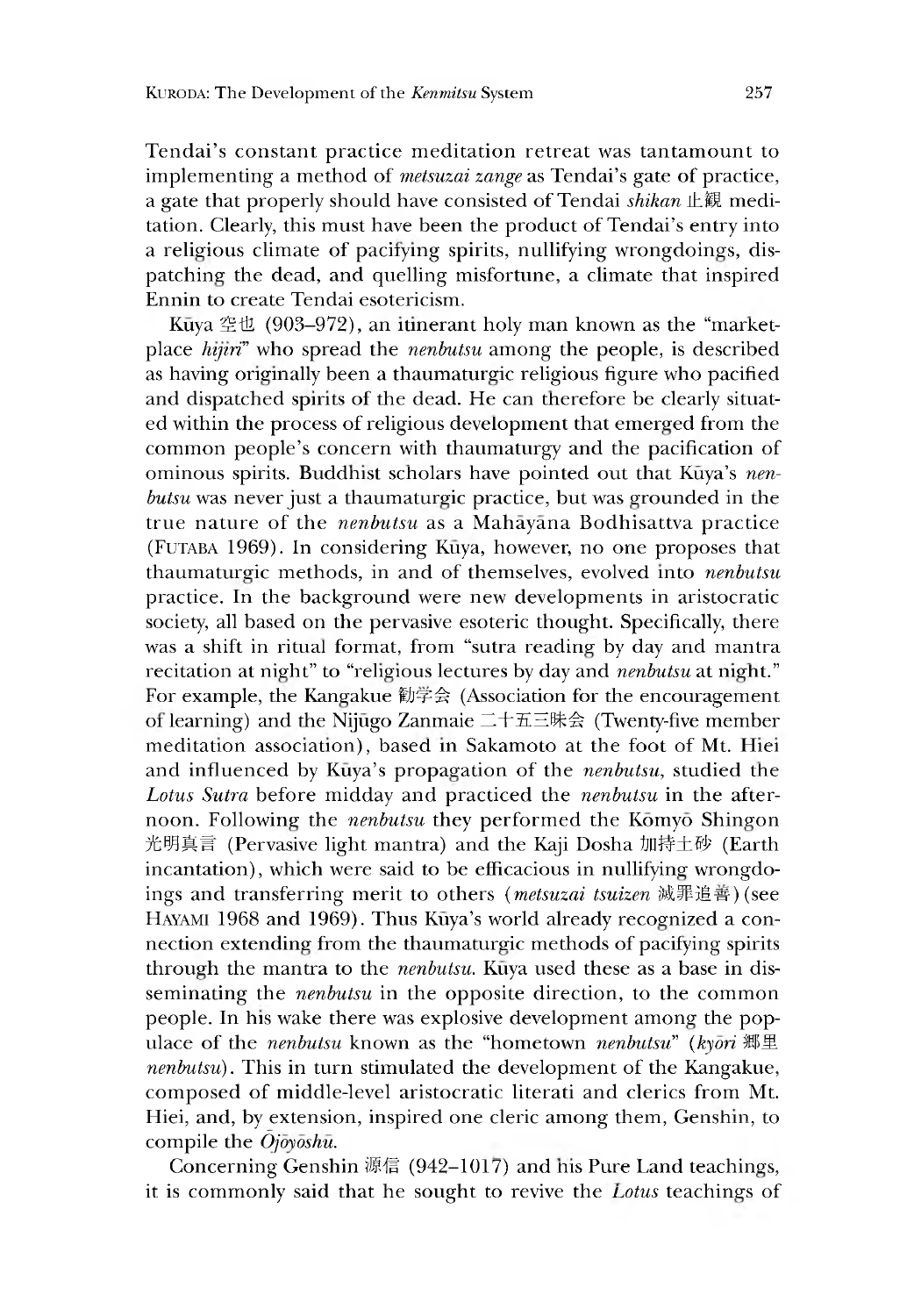Tendai's constant practice meditation retreat was tantamount to implementing a method of *metsuzai zange* as Tendai's gate of practice, a gate that properly should have consisted of Tendai *shikan* 止観 meditation. Clearly, this must have been the product of Tendai's entry into a religious climate of pacifying spirits, nullifying wrongdoings, dispatching the dead, and quelling misfortune, a climate that inspired Ennin to create Tendai esotericism.

Kūya 空也 (903–972), an itinerant holy man known as the "marketplace *hijiri*" who spread the *nenbutsu* among the people, is described as having originally been a thaumaturgic religious figure who pacified and dispatched spirits of the dead. He can therefore be clearly situated within the process of religious development that emerged from the common people's concern with thaumaturgy and the pacification of ominous spirits. Buddhist scholars have pointed out that Kūya's *nenbutsu* was never just a thaumaturgic practice, but was grounded in the true nature of the *nenbutsu* as a Mahāyāna Bodhisattva practice (FUTABA 1969). In considering Kūya, however, no one proposes that thaumaturgic methods, in and of themselves, evolved into *nenbutsu* practice. In the background were new developments in aristocratic society, all based on the pervasive esoteric thought. Specifically, there was a shift in ritual format, from "sutra reading by day and mantra recitation at night" to "religious lectures by day and *nenbutsu* at night." For example, the Kangakue 勧学会 (Association for the encouragement of learning) and the Nijūgo Zanmaie 二十五三昧会 (Twenty-five member meditation association), based in Sakamoto at the foot of Mt. Hiei and influenced by Kūya's propagation of the *nenbutsu*, studied the *Lotus Sutra* before midday and practiced the *nenbutsu* in the afternoon. Following the *nenbutsu* they performed the Kōmyō Shingon 光明真言 (Pervasive light mantra) and the Kaji Dosha 加持土砂 (Earth incantation), which were said to be efficacious in nullifying wrongdoings and transferring merit to others (*metsuzai tsuizen* 滅罪追善) (see HAYAMI 1968 and 1969). Thus Kūya's world already recognized a connection extending from the thaumaturgic methods of pacifying spirits through the mantra to the *nenbutsu*. Kūya used these as a base in disseminating the *nenbutsu* in the opposite direction, to the common people. In his wake there was explosive development among the populace of the *nenbutsu* known as the "hometown *nenbutsu*" (*kyōri* 郷里 *nenbutsu*). This in turn stimulated the development of the Kangakue, composed of middle-level aristocratic literati and clerics from Mt. Hiei, and, by extension, inspired one cleric among them, Genshin, to compile the *Ōjōyōshū*.

Concerning Genshin 源信 (942–1017) and his Pure Land teachings, it is commonly said that he sought to revive the *Lotus* teachings of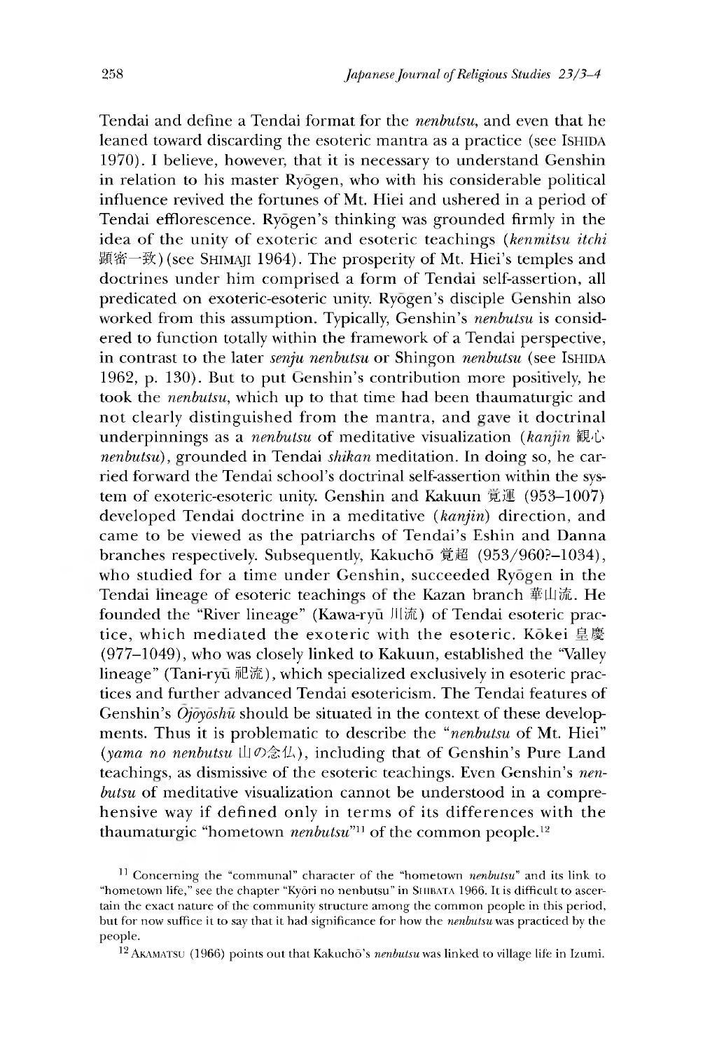Tendai and define a Tendai format for the *nenbutsu*, and even that he leaned toward discarding the esoteric mantra as a practice (see Ishida 1970). I believe, however, that it is necessary to understand Genshin in relation to his master Ryōgen, who with his considerable political influence revived the fortunes of Mt. Hiei and ushered in a period of Tendai efflorescence. Ryōgen's thinking was grounded firmly in the idea of the unity of exoteric and esoteric teachings (*kenmitsu itchi* 顕密一致) (see Shimaji 1964). The prosperity of Mt. Hiei's temples and doctrines under him comprised a form of Tendai self-assertion, all predicated on exoteric-esoteric unity. Ryōgen's disciple Genshin also worked from this assumption. Typically, Genshin's *nenbutsu* is considered to function totally within the framework of a Tendai perspective, in contrast to the later *senju nenbutsu* or Shingon *nenbutsu* (see Ishida 1962, p. 130). But to put Genshin's contribution more positively, he took the *nenbutsu*, which up to that time had been thaumaturgic and not clearly distinguished from the mantra, and gave it doctrinal underpinnings as a *nenbutsu* of meditative visualization (*kanjin* 観心 *nenbutsu*), grounded in Tendai *shikan* meditation. In doing so, he carried forward the Tendai school's doctrinal self-assertion within the system of exoteric-esoteric unity. Genshin and Kakuun 覚運 (953–1007) developed Tendai doctrine in a meditative (*kanjin*) direction, and came to be viewed as the patriarchs of Tendai's Eshin and Danna branches respectively. Subsequently, Kakuchō 覚超 (953/960?–1034), who studied for a time under Genshin, succeeded Ryōgen in the Tendai lineage of esoteric teachings of the Kazan branch 華山流. He founded the "River lineage" (Kawa-ryū 川流) of Tendai esoteric practice, which mediated the exoteric with the esoteric. Kōkei 皇慶 (977–1049), who was closely linked to Kakuun, established the "Valley lineage" (Tani-ryū 祀流), which specialized exclusively in esoteric practices and further advanced Tendai esotericism. The Tendai features of Genshin's *Ōjōyōshū* should be situated in the context of these developments. Thus it is problematic to describe the "*nenbutsu* of Mt. Hiei" (*yama no nenbutsu* 山の念仏), including that of Genshin's Pure Land teachings, as dismissive of the esoteric teachings. Even Genshin's *nenbutsu* of meditative visualization cannot be understood in a comprehensive way if defined only in terms of its differences with the thaumaturgic "hometown *nenbutsu*"[11] of the common people.[12]

[11] Concerning the "communal" character of the "hometown *nenbutsu*" and its link to "hometown life," see the chapter "Kyōri no nenbutsu" in Shibata 1966. It is difficult to ascertain the exact nature of the community structure among the common people in this period, but for now suffice it to say that it had significance for how the *nenbutsu* was practiced by the people.

[12] Akamatsu (1966) points out that Kakuchō's *nenbutsu* was linked to village life in Izumi.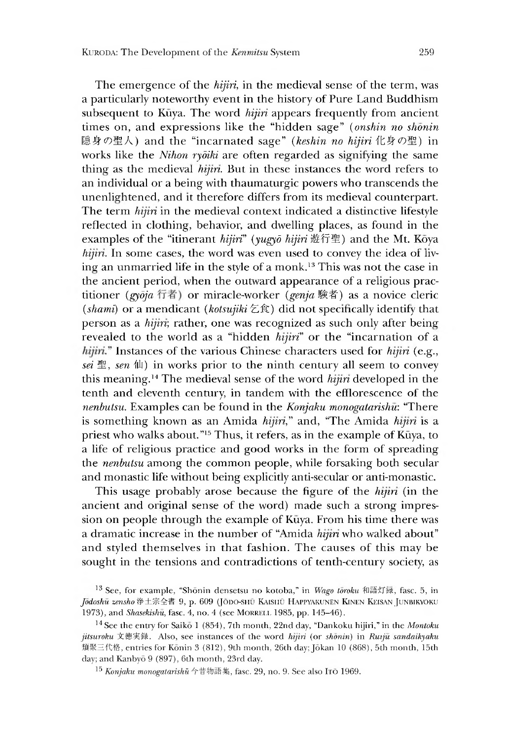The emergence of the *hijiri*, in the medieval sense of the term, was a particularly noteworthy event in the history of Pure Land Buddhism subsequent to Kūya. The word *hijiri* appears frequently from ancient times on, and expressions like the "hidden sage" (*onshin no shōnin* 隠身の聖人) and the "incarnated sage" (*keshin no hijiri* 化身の聖) in works like the *Nihon ryōiki* are often regarded as signifying the same thing as the medieval *hijiri*. But in these instances the word refers to an individual or a being with thaumaturgic powers who transcends the unenlightened, and it therefore differs from its medieval counterpart. The term *hijiri* in the medieval context indicated a distinctive lifestyle reflected in clothing, behavior, and dwelling places, as found in the examples of the "itinerant *hijiri*" (*yugyō hijiri* 遊行聖) and the Mt. Kōya *hijiri*. In some cases, the word was even used to convey the idea of living an unmarried life in the style of a monk.[13] This was not the case in the ancient period, when the outward appearance of a religious practitioner (*gyōja* 行者) or miracle-worker (*genja* 験者) as a novice cleric (*shami*) or a mendicant (*kotsujiki* 乞食) did not specifically identify that person as a *hijiri*; rather, one was recognized as such only after being revealed to the world as a "hidden *hijiri*" or the "incarnation of a *hijiri*." Instances of the various Chinese characters used for *hijiri* (e.g., *sei* 聖, *sen* 仙) in works prior to the ninth century all seem to convey this meaning.[14] The medieval sense of the word *hijiri* developed in the tenth and eleventh century, in tandem with the efflorescence of the *nenbutsu*. Examples can be found in the *Konjaku monogatarishū*: "There is something known as an Amida *hijiri*," and, "The Amida *hijiri* is a priest who walks about."[15] Thus, it refers, as in the example of Kūya, to a life of religious practice and good works in the form of spreading the *nenbutsu* among the common people, while forsaking both secular and monastic life without being explicitly anti-secular or anti-monastic.

This usage probably arose because the figure of the *hijiri* (in the ancient and original sense of the word) made such a strong impression on people through the example of Kūya. From his time there was a dramatic increase in the number of "Amida *hijiri* who walked about" and styled themselves in that fashion. The causes of this may be sought in the tensions and contradictions of tenth-century society, as

---

[13] See, for example, "Shōnin densetsu no kotoba," in *Wago tōroku* 和語灯録, fasc. 5, in *Jōdoshū zensho* 浄土宗全書 9, p. 609 (Jōdo-shū Kaishū Happyakunen Kinen Keisan Junbikyoku 1973), and *Shasekishū*, fasc. 4, no. 4 (see Morrell 1985, pp. 145–46).

[14] See the entry for Saikō 1 (854), 7th month, 22nd day, "Dankoku hijiri," in the *Montoku jitsuroku* 文德実録. Also, see instances of the word *hijiri* (or *shōnin*) in *Ruijū sandaikyaku* 類聚三代格, entries for Kōnin 3 (812), 9th month, 26th day; Jōkan 10 (868), 5th month, 15th day; and Kanbyō 9 (897), 6th month, 23rd day.

[15] *Konjaku monogatarishū* 今昔物語集, fasc. 29, no. 9. See also Itō 1969.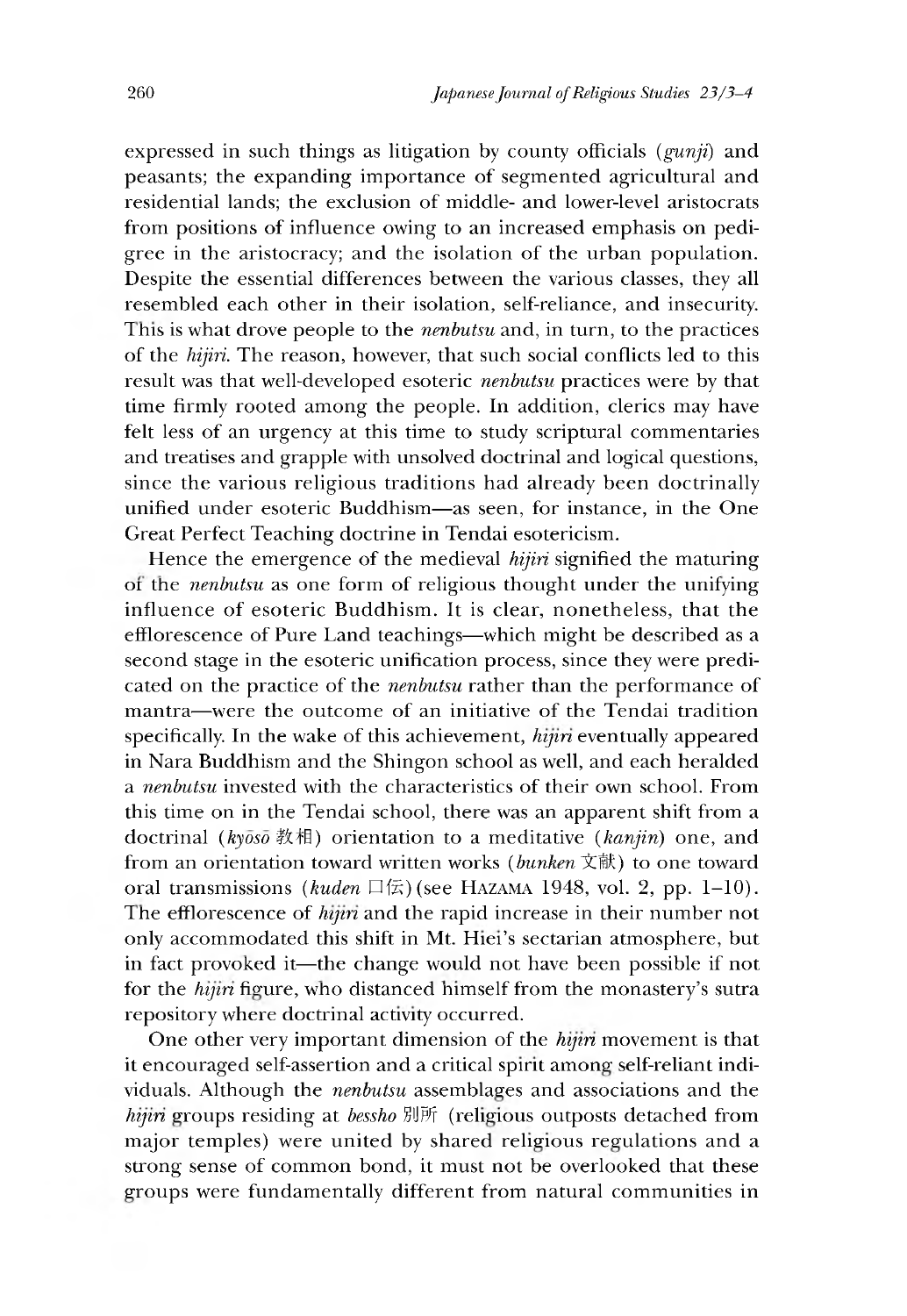expressed in such things as litigation by county officials (*gunji*) and peasants; the expanding importance of segmented agricultural and residential lands; the exclusion of middle- and lower-level aristocrats from positions of influence owing to an increased emphasis on pedigree in the aristocracy; and the isolation of the urban population. Despite the essential differences between the various classes, they all resembled each other in their isolation, self-reliance, and insecurity. This is what drove people to the *nenbutsu* and, in turn, to the practices of the *hijiri*. The reason, however, that such social conflicts led to this result was that well-developed esoteric *nenbutsu* practices were by that time firmly rooted among the people. In addition, clerics may have felt less of an urgency at this time to study scriptural commentaries and treatises and grapple with unsolved doctrinal and logical questions, since the various religious traditions had already been doctrinally unified under esoteric Buddhism—as seen, for instance, in the One Great Perfect Teaching doctrine in Tendai esotericism.

Hence the emergence of the medieval *hijiri* signified the maturing of the *nenbutsu* as one form of religious thought under the unifying influence of esoteric Buddhism. It is clear, nonetheless, that the efflorescence of Pure Land teachings—which might be described as a second stage in the esoteric unification process, since they were predicated on the practice of the *nenbutsu* rather than the performance of mantra—were the outcome of an initiative of the Tendai tradition specifically. In the wake of this achievement, *hijiri* eventually appeared in Nara Buddhism and the Shingon school as well, and each heralded a *nenbutsu* invested with the characteristics of their own school. From this time on in the Tendai school, there was an apparent shift from a doctrinal (*kyōsō* 教相) orientation to a meditative (*kanjin*) one, and from an orientation toward written works (*bunken* 文献) to one toward oral transmissions (*kuden* 口伝) (see HAZAMA 1948, vol. 2, pp. 1–10). The efflorescence of *hijiri* and the rapid increase in their number not only accommodated this shift in Mt. Hiei's sectarian atmosphere, but in fact provoked it—the change would not have been possible if not for the *hijiri* figure, who distanced himself from the monastery's sutra repository where doctrinal activity occurred.

One other very important dimension of the *hijiri* movement is that it encouraged self-assertion and a critical spirit among self-reliant individuals. Although the *nenbutsu* assemblages and associations and the *hijiri* groups residing at *bessho* 別所 (religious outposts detached from major temples) were united by shared religious regulations and a strong sense of common bond, it must not be overlooked that these groups were fundamentally different from natural communities in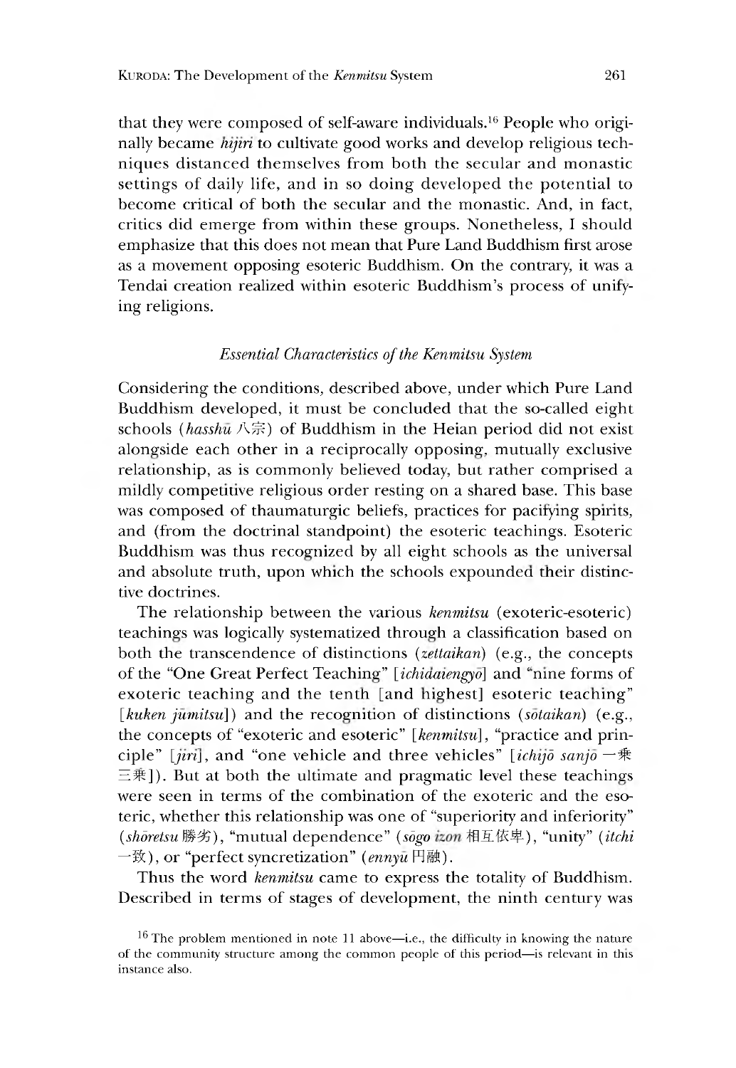that they were composed of self-aware individuals.[16] People who originally became *hijiri* to cultivate good works and develop religious techniques distanced themselves from both the secular and monastic settings of daily life, and in so doing developed the potential to become critical of both the secular and the monastic. And, in fact, critics did emerge from within these groups. Nonetheless, I should emphasize that this does not mean that Pure Land Buddhism first arose as a movement opposing esoteric Buddhism. On the contrary, it was a Tendai creation realized within esoteric Buddhism's process of unifying religions.

### *Essential Characteristics of the Kenmitsu System*

Considering the conditions, described above, under which Pure Land Buddhism developed, it must be concluded that the so-called eight schools (*hasshū* 八宗) of Buddhism in the Heian period did not exist alongside each other in a reciprocally opposing, mutually exclusive relationship, as is commonly believed today, but rather comprised a mildly competitive religious order resting on a shared base. This base was composed of thaumaturgic beliefs, practices for pacifying spirits, and (from the doctrinal standpoint) the esoteric teachings. Esoteric Buddhism was thus recognized by all eight schools as the universal and absolute truth, upon which the schools expounded their distinctive doctrines.

The relationship between the various *kenmitsu* (exoteric-esoteric) teachings was logically systematized through a classification based on both the transcendence of distinctions (*zettaikan*) (e.g., the concepts of the "One Great Perfect Teaching" [*ichidaiengyō*] and "nine forms of exoteric teaching and the tenth [and highest] esoteric teaching" [*kuken jūmitsu*]) and the recognition of distinctions (*sōtaikan*) (e.g., the concepts of "exoteric and esoteric" [*kenmitsu*], "practice and principle" [*jiri*], and "one vehicle and three vehicles" [*ichijō sanjō* 一乗三乗]). But at both the ultimate and pragmatic level these teachings were seen in terms of the combination of the exoteric and the esoteric, whether this relationship was one of "superiority and inferiority" (*shōretsu* 勝劣), "mutual dependence" (*sōgo izon* 相互依卑), "unity" (*itchi* 一致), or "perfect syncretization" (*ennyū* 円融).

Thus the word *kenmitsu* came to express the totality of Buddhism. Described in terms of stages of development, the ninth century was

[16] The problem mentioned in note 11 above—i.e., the difficulty in knowing the nature of the community structure among the common people of this period—is relevant in this instance also.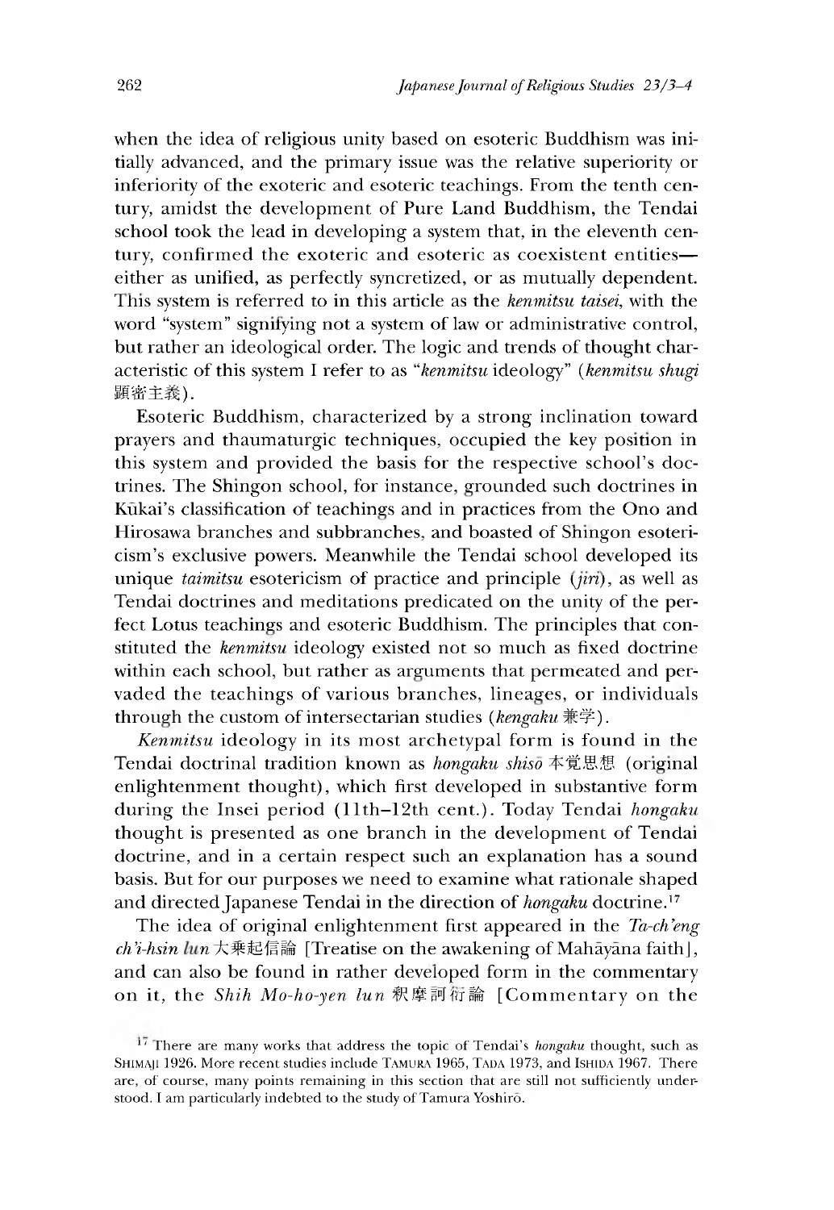when the idea of religious unity based on esoteric Buddhism was initially advanced, and the primary issue was the relative superiority or inferiority of the exoteric and esoteric teachings. From the tenth century, amidst the development of Pure Land Buddhism, the Tendai school took the lead in developing a system that, in the eleventh century, confirmed the exoteric and esoteric as coexistent entities—either as unified, as perfectly syncretized, or as mutually dependent. This system is referred to in this article as the *kenmitsu taisei*, with the word "system" signifying not a system of law or administrative control, but rather an ideological order. The logic and trends of thought characteristic of this system I refer to as "*kenmitsu* ideology" (*kenmitsu shugi* 顕密主義).

Esoteric Buddhism, characterized by a strong inclination toward prayers and thaumaturgic techniques, occupied the key position in this system and provided the basis for the respective school's doctrines. The Shingon school, for instance, grounded such doctrines in Kūkai's classification of teachings and in practices from the Ono and Hirosawa branches and subbranches, and boasted of Shingon esotericism's exclusive powers. Meanwhile the Tendai school developed its unique *taimitsu* esotericism of practice and principle (*jiri*), as well as Tendai doctrines and meditations predicated on the unity of the perfect Lotus teachings and esoteric Buddhism. The principles that constituted the *kenmitsu* ideology existed not so much as fixed doctrine within each school, but rather as arguments that permeated and pervaded the teachings of various branches, lineages, or individuals through the custom of intersectarian studies (*kengaku* 兼学).

*Kenmitsu* ideology in its most archetypal form is found in the Tendai doctrinal tradition known as *hongaku shisō* 本覚思想 (original enlightenment thought), which first developed in substantive form during the Insei period (11th–12th cent.). Today Tendai *hongaku* thought is presented as one branch in the development of Tendai doctrine, and in a certain respect such an explanation has a sound basis. But for our purposes we need to examine what rationale shaped and directed Japanese Tendai in the direction of *hongaku* doctrine.[17]

The idea of original enlightenment first appeared in the *Ta-ch'eng ch'i-hsin lun* 大乗起信論 [Treatise on the awakening of Mahāyāna faith], and can also be found in rather developed form in the commentary on it, the *Shih Mo-ho-yen lun* 釈摩訶衍論 [Commentary on the

[17] There are many works that address the topic of Tendai's *hongaku* thought, such as SHIMAJI 1926. More recent studies include TAMURA 1965, TADA 1973, and ISHIDA 1967. There are, of course, many points remaining in this section that are still not sufficiently understood. I am particularly indebted to the study of Tamura Yoshirō.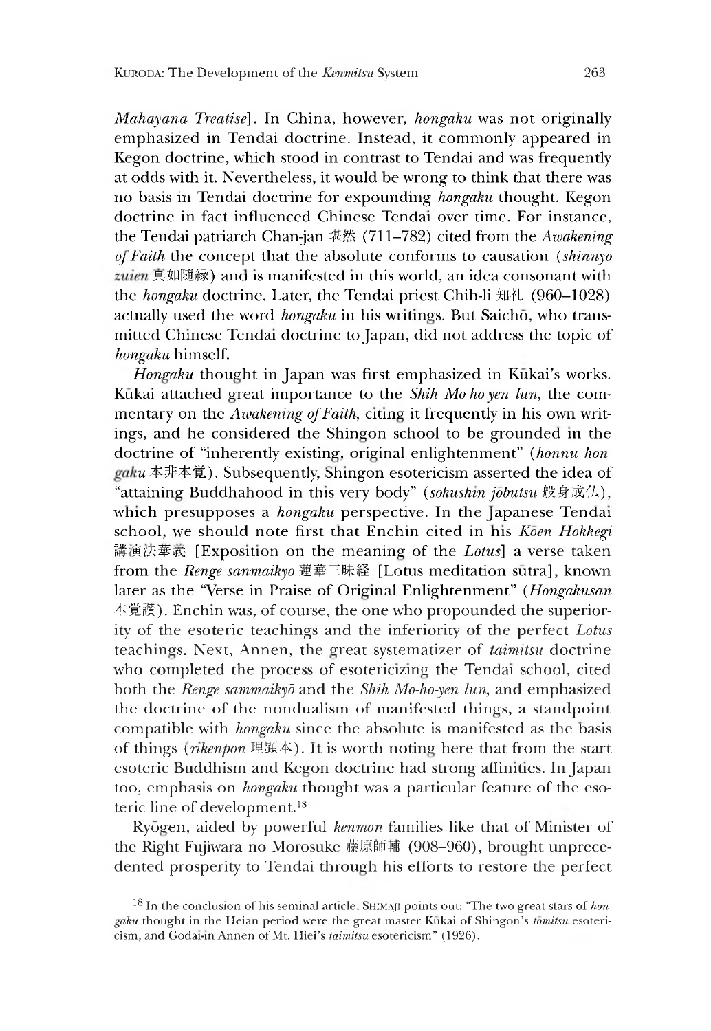*Mahāyāna Treatise*]. In China, however, *hongaku* was not originally emphasized in Tendai doctrine. Instead, it commonly appeared in Kegon doctrine, which stood in contrast to Tendai and was frequently at odds with it. Nevertheless, it would be wrong to think that there was no basis in Tendai doctrine for expounding *hongaku* thought. Kegon doctrine in fact influenced Chinese Tendai over time. For instance, the Tendai patriarch Chan-jan 湛然 (711–782) cited from the *Awakening of Faith* the concept that the absolute conforms to causation (*shinnyo zuien* 真如随縁) and is manifested in this world, an idea consonant with the *hongaku* doctrine. Later, the Tendai priest Chih-li 知礼 (960–1028) actually used the word *hongaku* in his writings. But Saichō, who transmitted Chinese Tendai doctrine to Japan, did not address the topic of *hongaku* himself.

*Hongaku* thought in Japan was first emphasized in Kūkai's works. Kūkai attached great importance to the *Shih Mo-ho-yen lun*, the commentary on the *Awakening of Faith*, citing it frequently in his own writings, and he considered the Shingon school to be grounded in the doctrine of "inherently existing, original enlightenment" (*honnu hongaku* 本非本覚). Subsequently, Shingon esotericism asserted the idea of "attaining Buddhahood in this very body" (*sokushin jōbutsu* 般身成仏), which presupposes a *hongaku* perspective. In the Japanese Tendai school, we should note first that Enchin cited in his *Kōen Hokkegi* 講演法華義 [Exposition on the meaning of the *Lotus*] a verse taken from the *Renge sanmaikyō* 蓮華三昧経 [Lotus meditation sūtra], known later as the "Verse in Praise of Original Enlightenment" (*Hongakusan* 本覚讃). Enchin was, of course, the one who propounded the superiority of the esoteric teachings and the inferiority of the perfect *Lotus* teachings. Next, Annen, the great systematizer of *taimitsu* doctrine who completed the process of esotericizing the Tendai school, cited both the *Renge sammaikyō* and the *Shih Mo-ho-yen lun*, and emphasized the doctrine of the nondualism of manifested things, a standpoint compatible with *hongaku* since the absolute is manifested as the basis of things (*rikenpon* 理顕本). It is worth noting here that from the start esoteric Buddhism and Kegon doctrine had strong affinities. In Japan too, emphasis on *hongaku* thought was a particular feature of the esoteric line of development.[18]

Ryōgen, aided by powerful *kenmon* families like that of Minister of the Right Fujiwara no Morosuke 藤原師輔 (908–960), brought unprecedented prosperity to Tendai through his efforts to restore the perfect

[18] In the conclusion of his seminal article, SHIMAJI points out: "The two great stars of *hongaku* thought in the Heian period were the great master Kūkai of Shingon's *tōmitsu* esotericism, and Godai-in Annen of Mt. Hiei's *taimitsu* esotericism" (1926).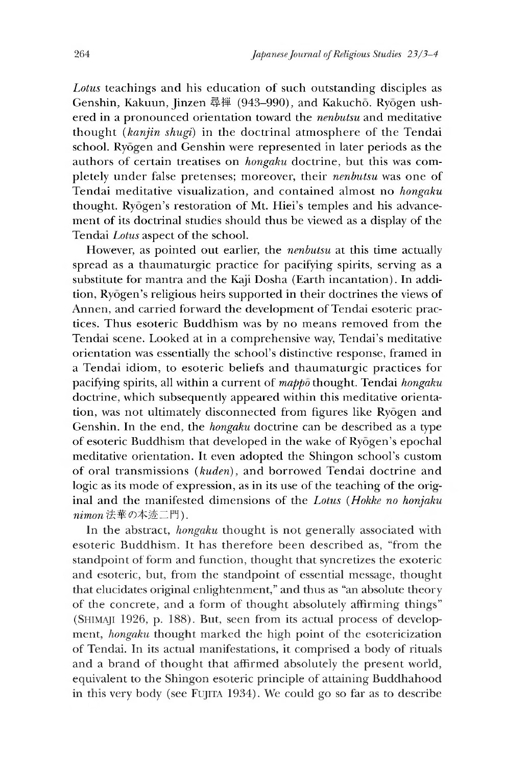*Lotus* teachings and his education of such outstanding disciples as Genshin, Kakuun, Jinzen 尋禅 (943–990), and Kakuchō. Ryōgen ushered in a pronounced orientation toward the *nenbutsu* and meditative thought (*kanjin shugi*) in the doctrinal atmosphere of the Tendai school. Ryōgen and Genshin were represented in later periods as the authors of certain treatises on *hongaku* doctrine, but this was completely under false pretenses; moreover, their *nenbutsu* was one of Tendai meditative visualization, and contained almost no *hongaku* thought. Ryōgen's restoration of Mt. Hiei's temples and his advancement of its doctrinal studies should thus be viewed as a display of the Tendai *Lotus* aspect of the school.

However, as pointed out earlier, the *nenbutsu* at this time actually spread as a thaumaturgic practice for pacifying spirits, serving as a substitute for mantra and the Kaji Dosha (Earth incantation). In addition, Ryōgen's religious heirs supported in their doctrines the views of Annen, and carried forward the development of Tendai esoteric practices. Thus esoteric Buddhism was by no means removed from the Tendai scene. Looked at in a comprehensive way, Tendai's meditative orientation was essentially the school's distinctive response, framed in a Tendai idiom, to esoteric beliefs and thaumaturgic practices for pacifying spirits, all within a current of *mappō* thought. Tendai *hongaku* doctrine, which subsequently appeared within this meditative orientation, was not ultimately disconnected from figures like Ryōgen and Genshin. In the end, the *hongaku* doctrine can be described as a type of esoteric Buddhism that developed in the wake of Ryōgen's epochal meditative orientation. It even adopted the Shingon school's custom of oral transmissions (*kuden*), and borrowed Tendai doctrine and logic as its mode of expression, as in its use of the teaching of the original and the manifested dimensions of the *Lotus* (*Hokke no honjaku nimon* 法華の本迹二門).

In the abstract, *hongaku* thought is not generally associated with esoteric Buddhism. It has therefore been described as, "from the standpoint of form and function, thought that syncretizes the exoteric and esoteric, but, from the standpoint of essential message, thought that elucidates original enlightenment," and thus as "an absolute theory of the concrete, and a form of thought absolutely affirming things" (SHIMAJI 1926, p. 188). But, seen from its actual process of development, *hongaku* thought marked the high point of the esotericization of Tendai. In its actual manifestations, it comprised a body of rituals and a brand of thought that affirmed absolutely the present world, equivalent to the Shingon esoteric principle of attaining Buddhahood in this very body (see FUJITA 1934). We could go so far as to describe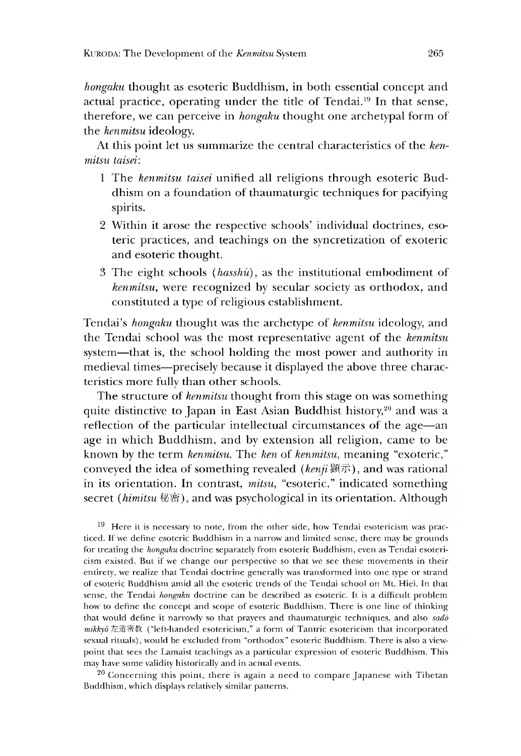*hongaku* thought as esoteric Buddhism, in both essential concept and actual practice, operating under the title of Tendai.[19] In that sense, therefore, we can perceive in *hongaku* thought one archetypal form of the *kenmitsu* ideology.

At this point let us summarize the central characteristics of the *kenmitsu taisei*:

1. The *kenmitsu taisei* unified all religions through esoteric Buddhism on a foundation of thaumaturgic techniques for pacifying spirits.
2. Within it arose the respective schools' individual doctrines, esoteric practices, and teachings on the syncretization of exoteric and esoteric thought.
3. The eight schools (*hasshū*), as the institutional embodiment of *kenmitsu*, were recognized by secular society as orthodox, and constituted a type of religious establishment.

Tendai's *hongaku* thought was the archetype of *kenmitsu* ideology, and the Tendai school was the most representative agent of the *kenmitsu* system—that is, the school holding the most power and authority in medieval times—precisely because it displayed the above three characteristics more fully than other schools.

The structure of *kenmitsu* thought from this stage on was something quite distinctive to Japan in East Asian Buddhist history,[20] and was a reflection of the particular intellectual circumstances of the age—an age in which Buddhism, and by extension all religion, came to be known by the term *kenmitsu*. The *ken* of *kenmitsu*, meaning "exoteric," conveyed the idea of something revealed (*kenji* 顕示), and was rational in its orientation. In contrast, *mitsu*, "esoteric," indicated something secret (*himitsu* 秘密), and was psychological in its orientation. Although

[19] Here it is necessary to note, from the other side, how Tendai esotericism was practiced. If we define esoteric Buddhism in a narrow and limited sense, there may be grounds for treating the *hongaku* doctrine separately from esoteric Buddhism, even as Tendai esotericism existed. But if we change our perspective so that we see these movements in their entirety, we realize that Tendai doctrine generally was transformed into one type or strand of esoteric Buddhism amid all the esoteric trends of the Tendai school on Mt. Hiei. In that sense, the Tendai *hongaku* doctrine can be described as esoteric. It is a difficult problem how to define the concept and scope of esoteric Buddhism. There is one line of thinking that would define it narrowly so that prayers and thaumaturgic techniques, and also *sadō mikkyō* 左道密教 ("left-handed esotericism," a form of Tantric esotericism that incorporated sexual rituals), would be excluded from "orthodox" esoteric Buddhism. There is also a viewpoint that sees the Lamaist teachings as a particular expression of esoteric Buddhism. This may have some validity historically and in actual events.

[20] Concerning this point, there is again a need to compare Japanese with Tibetan Buddhism, which displays relatively similar patterns.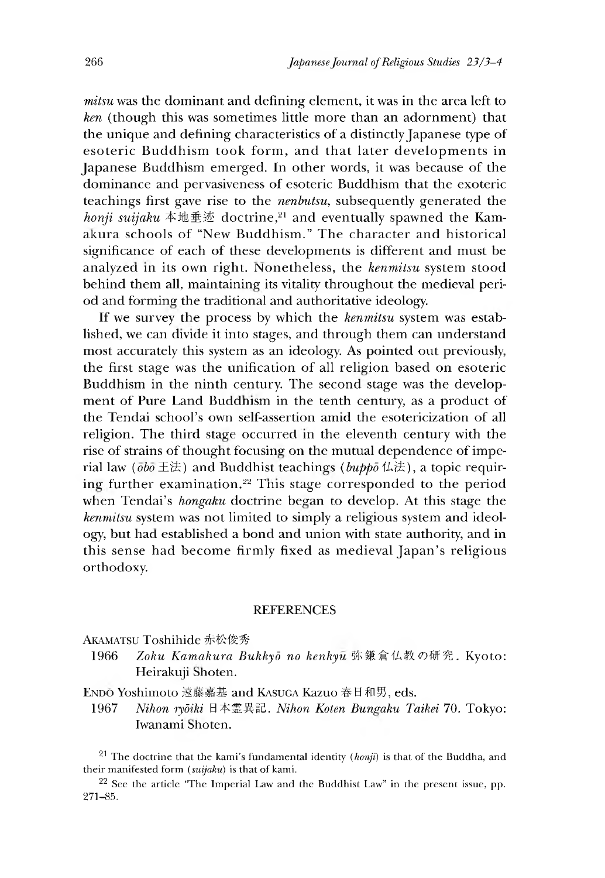*mitsu* was the dominant and defining element, it was in the area left to *ken* (though this was sometimes little more than an adornment) that the unique and defining characteristics of a distinctly Japanese type of esoteric Buddhism took form, and that later developments in Japanese Buddhism emerged. In other words, it was because of the dominance and pervasiveness of esoteric Buddhism that the exoteric teachings first gave rise to the *nenbutsu*, subsequently generated the *honji suijaku* 本地垂迹 doctrine,[21] and eventually spawned the Kamakura schools of "New Buddhism." The character and historical significance of each of these developments is different and must be analyzed in its own right. Nonetheless, the *kenmitsu* system stood behind them all, maintaining its vitality throughout the medieval period and forming the traditional and authoritative ideology.

If we survey the process by which the *kenmitsu* system was established, we can divide it into stages, and through them can understand most accurately this system as an ideology. As pointed out previously, the first stage was the unification of all religion based on esoteric Buddhism in the ninth century. The second stage was the development of Pure Land Buddhism in the tenth century, as a product of the Tendai school's own self-assertion amid the esotericization of all religion. The third stage occurred in the eleventh century with the rise of strains of thought focusing on the mutual dependence of imperial law (*ōbō* 王法) and Buddhist teachings (*buppō* 仏法), a topic requiring further examination.[22] This stage corresponded to the period when Tendai's *hongaku* doctrine began to develop. At this stage the *kenmitsu* system was not limited to simply a religious system and ideology, but had established a bond and union with state authority, and in this sense had become firmly fixed as medieval Japan's religious orthodoxy.

## REFERENCES

AKAMATSU Toshihide 赤松俊秀

1966 *Zoku Kamakura Bukkyō no kenkyū* 弥鎌倉仏教の研究. Kyoto: Heirakuji Shoten.

ENDŌ Yoshimoto 遠藤嘉基 and KASUGA Kazuo 春日和男, eds.

1967 *Nihon ryōiki* 日本霊異記. *Nihon Koten Bungaku Taikei* 70. Tokyo: Iwanami Shoten.

[21] The doctrine that the kami's fundamental identity (*honji*) is that of the Buddha, and their manifested form (*suijaku*) is that of kami.

[22] See the article "The Imperial Law and the Buddhist Law" in the present issue, pp. 271–85.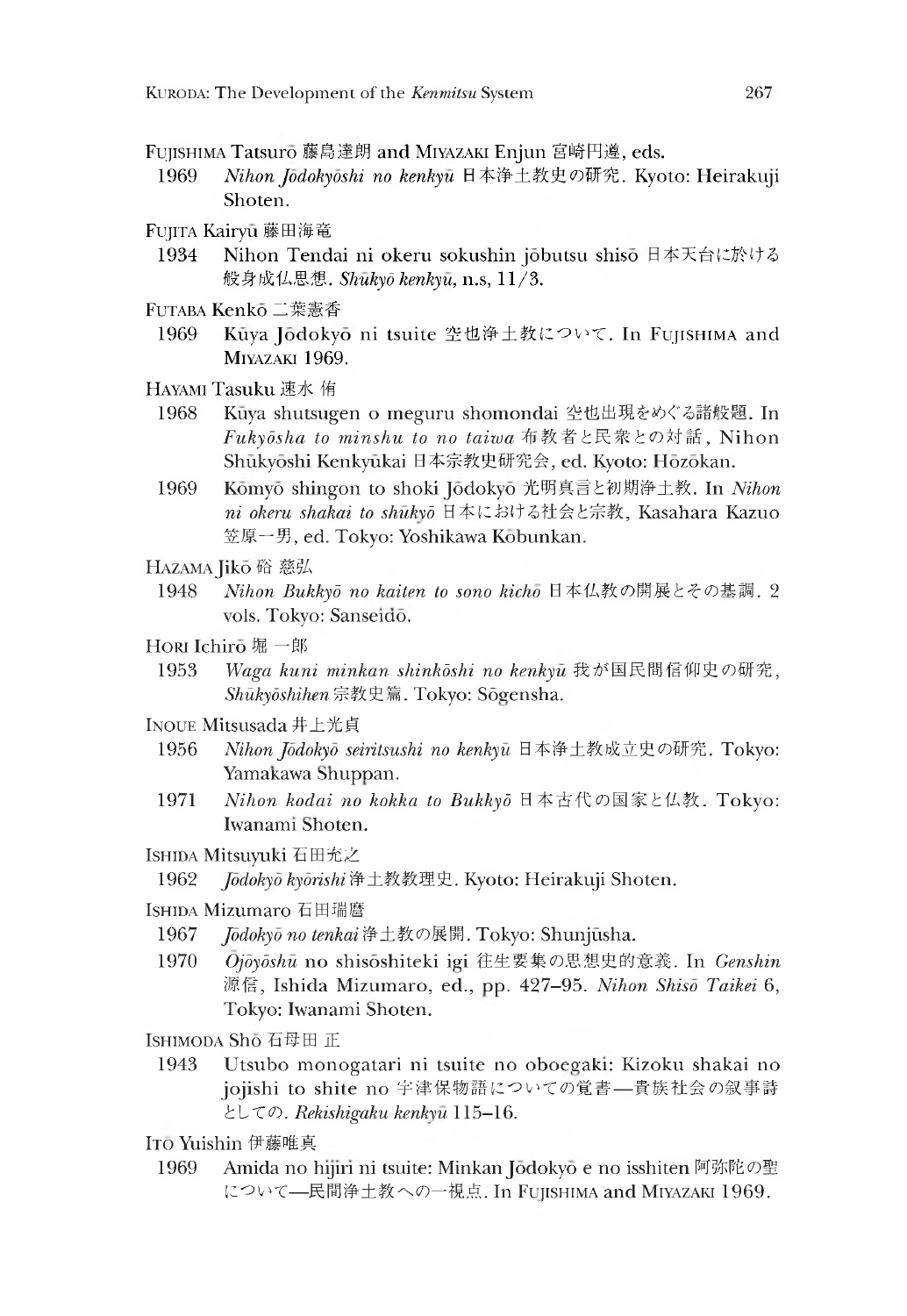Fujishima Tatsurō 藤島達朗 and Miyazaki Enjun 宮崎円遵, eds.

1969 *Nihon Jōdokyōshi no kenkyū* 日本浄土教史の研究. Kyoto: Heirakuji Shoten.

Fujita Kairyū 藤田海竜

1934 Nihon Tendai ni okeru sokushin jōbutsu shisō 日本天台に於ける般身成仏思想. *Shūkyō kenkyū*, n.s, 11/3.

Futaba Kenkō 二葉憲香

1969 Kūya Jōdokyō ni tsuite 空也浄土教について. In Fujishima and Miyazaki 1969.

Hayami Tasuku 速水 侑

1968 Kūya shutsugen o meguru shomondai 空也出現をめぐる諸般題. In *Fukyōsha to minshu to no taiwa* 布教者と民衆との対話, Nihon Shūkyōshi Kenkyūkai 日本宗教史研究会, ed. Kyoto: Hōzōkan.

1969 Kōmyō shingon to shoki Jōdokyō 光明真言と初期浄土教. In *Nihon ni okeru shakai to shūkyō* 日本における社会と宗教, Kasahara Kazuo 笠原一男, ed. Tokyo: Yoshikawa Kōbunkan.

Hazama Jikō 硲 慈弘

1948 *Nihon Bukkyō no kaiten to sono kichō* 日本仏教の開展とその基調. 2 vols. Tokyo: Sanseidō.

Hori Ichirō 堀 一郎

1953 *Waga kuni minkan shinkōshi no kenkyū* 我が国民間信仰史の研究, *Shūkyōshihen* 宗教史篇. Tokyo: Sōgensha.

Inoue Mitsusada 井上光貞

1956 *Nihon Jōdokyō seiritsushi no kenkyū* 日本浄土教成立史の研究. Tokyo: Yamakawa Shuppan.

1971 *Nihon kodai no kokka to Bukkyō* 日本古代の国家と仏教. Tokyo: Iwanami Shoten.

Ishida Mitsuyuki 石田充之

1962 *Jōdokyō kyōrishi* 浄土教教理史. Kyoto: Heirakuji Shoten.

Ishida Mizumaro 石田瑞麿

1967 *Jōdokyō no tenkai* 浄土教の展開. Tokyo: Shunjūsha.

1970 *Ōjōyōshū* no shisōshiteki igi 往生要集の思想史的意義. In *Genshin* 源信, Ishida Mizumaro, ed., pp. 427–95. *Nihon Shisō Taikei* 6, Tokyo: Iwanami Shoten.

Ishimoda Shō 石母田 正

1943 Utsubo monogatari ni tsuite no oboegaki: Kizoku shakai no jojishi to shite no 宇津保物語についての覚書—貴族社会の叙事詩としての. *Rekishigaku kenkyū* 115–16.

Itō Yuishin 伊藤唯真

1969 Amida no hijiri ni tsuite: Minkan Jōdokyō e no isshiten 阿弥陀の聖について—民間浄土教への一視点. In Fujishima and Miyazaki 1969.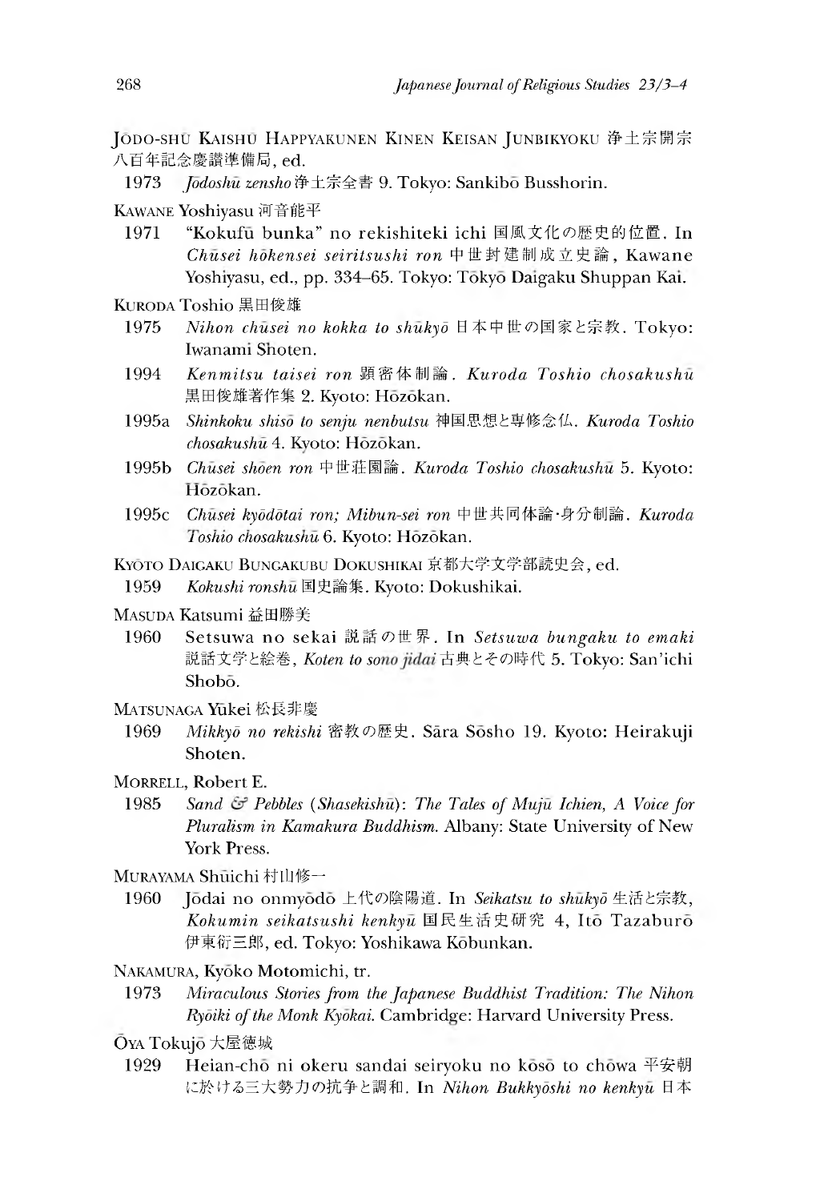Jōdo-shū Kaishū Happyakunen Kinen Keisan Junbikyoku 浄土宗開宗八百年記念慶讃準備局, ed.

1973 *Jōdoshū zensho* 浄土宗全書 9. Tokyo: Sankibō Busshorin.

Kawane Yoshiyasu 河音能平

1971 "Kokufū bunka" no rekishiteki ichi 国風文化の歴史的位置. In *Chūsei hōkensei seiritsushi ron* 中世封建制成立史論, Kawane Yoshiyasu, ed., pp. 334–65. Tokyo: Tōkyō Daigaku Shuppan Kai.

Kuroda Toshio 黒田俊雄

1975 *Nihon chūsei no kokka to shūkyō* 日本中世の国家と宗教. Tokyo: Iwanami Shoten.

1994 *Kenmitsu taisei ron* 顕密体制論. *Kuroda Toshio chosakushū* 黒田俊雄著作集 2. Kyoto: Hōzōkan.

1995a *Shinkoku shisō to senju nenbutsu* 神国思想と専修念仏. *Kuroda Toshio chosakushū* 4. Kyoto: Hōzōkan.

1995b *Chūsei shōen ron* 中世荘園論. *Kuroda Toshio chosakushū* 5. Kyoto: Hōzōkan.

1995c *Chūsei kyōdōtai ron; Mibun-sei ron* 中世共同体論·身分制論. *Kuroda Toshio chosakushū* 6. Kyoto: Hōzōkan.

Kyōto Daigaku Bungakubu Dokushikai 京都大学文学部読史会, ed.

1959 *Kokushi ronshū* 国史論集. Kyoto: Dokushikai.

Masuda Katsumi 益田勝美

1960 Setsuwa no sekai 説話の世界. In *Setsuwa bungaku to emaki* 説話文学と絵巻, *Koten to sono jidai* 古典とその時代 5. Tokyo: San'ichi Shobō.

Matsunaga Yūkei 松長非慶

1969 *Mikkyō no rekishi* 密教の歴史. Sāra Sōsho 19. Kyoto: Heirakuji Shoten.

Morrell, Robert E.

1985 *Sand & Pebbles (Shasekishū): The Tales of Mujū Ichien, A Voice for Pluralism in Kamakura Buddhism.* Albany: State University of New York Press.

Murayama Shūichi 村山修一

1960 Jōdai no onmyōdō 上代の陰陽道. In *Seikatsu to shūkyō* 生活と宗教, *Kokumin seikatsushi kenkyū* 国民生活史研究 4, Itō Tazaburō 伊東衍三郎, ed. Tokyo: Yoshikawa Kōbunkan.

Nakamura, Kyōko Motomichi, tr.

1973 *Miraculous Stories from the Japanese Buddhist Tradition: The Nihon Ryōiki of the Monk Kyōkai.* Cambridge: Harvard University Press.

Ōya Tokujō 大屋徳城

1929 Heian-chō ni okeru sandai seiryoku no kōsō to chōwa 平安朝に於ける三大勢力の抗争と調和. In *Nihon Bukkyōshi no kenkyū* 日本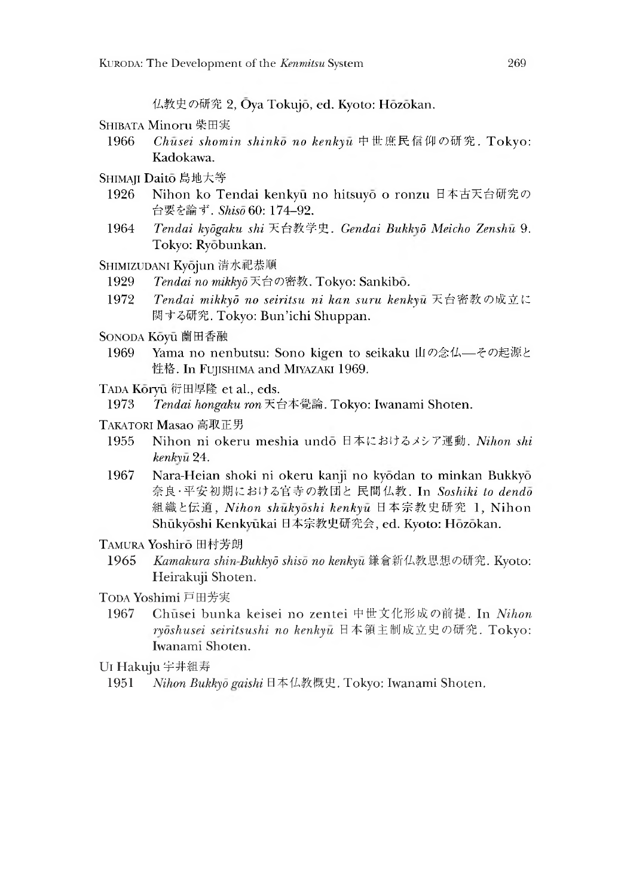仏教史の研究 2, Ōya Tokujō, ed. Kyoto: Hōzōkan.

SHIBATA Minoru 柴田実

1966 *Chūsei shomin shinkō no kenkyū* 中世庶民信仰の研究. Tokyo: Kadokawa.

SHIMAJI Daitō 島地大等

1926 Nihon ko Tendai kenkyū no hitsuyō o ronzu 日本古天台研究の台要を論ず. *Shisō* 60: 174–92.

1964 *Tendai kyōgaku shi* 天台教学史. *Gendai Bukkyō Meicho Zenshū* 9. Tokyo: Ryōbunkan.

SHIMIZUDANI Kyōjun 清水祀恭順

1929 *Tendai no mikkyō* 天台の密教. Tokyo: Sankibō.

1972 *Tendai mikkyō no seiritsu ni kan suru kenkyū* 天台密教の成立に関する研究. Tokyo: Bun'ichi Shuppan.

SONODA Kōyū 薗田香融

1969 Yama no nenbutsu: Sono kigen to seikaku 山の念仏—その起源と性格. In FUJISHIMA and MIYAZAKI 1969.

TADA Kōryū 衍田厚隆 et al., eds.

1973 *Tendai hongaku ron* 天台本覺論. Tokyo: Iwanami Shoten.

TAKATORI Masao 高取正男

1955 Nihon ni okeru meshia undō 日本におけるメシア運動. *Nihon shi kenkyū* 24.

1967 Nara-Heian shoki ni okeru kanji no kyōdan to minkan Bukkyō 奈良·平安初期における官寺の教団と 民間仏教. In *Soshiki to dendō* 組織と伝道, *Nihon shūkyōshi kenkyū* 日本宗教史研究 1, Nihon Shūkyōshi Kenkyūkai 日本宗教史研究会, ed. Kyoto: Hōzōkan.

TAMURA Yoshirō 田村芳朗

1965 *Kamakura shin-Bukkyō shisō no kenkyū* 鎌倉新仏教思想の研究. Kyoto: Heirakuji Shoten.

TODA Yoshimi 戸田芳実

1967 Chūsei bunka keisei no zentei 中世文化形成の前提. In *Nihon ryōshusei seiritsushi no kenkyū* 日本領主制成立史の研究. Tokyo: Iwanami Shoten.

UI Hakuju 宇井組寿

1951 *Nihon Bukkyō gaishi* 日本仏教概史. Tokyo: Iwanami Shoten.